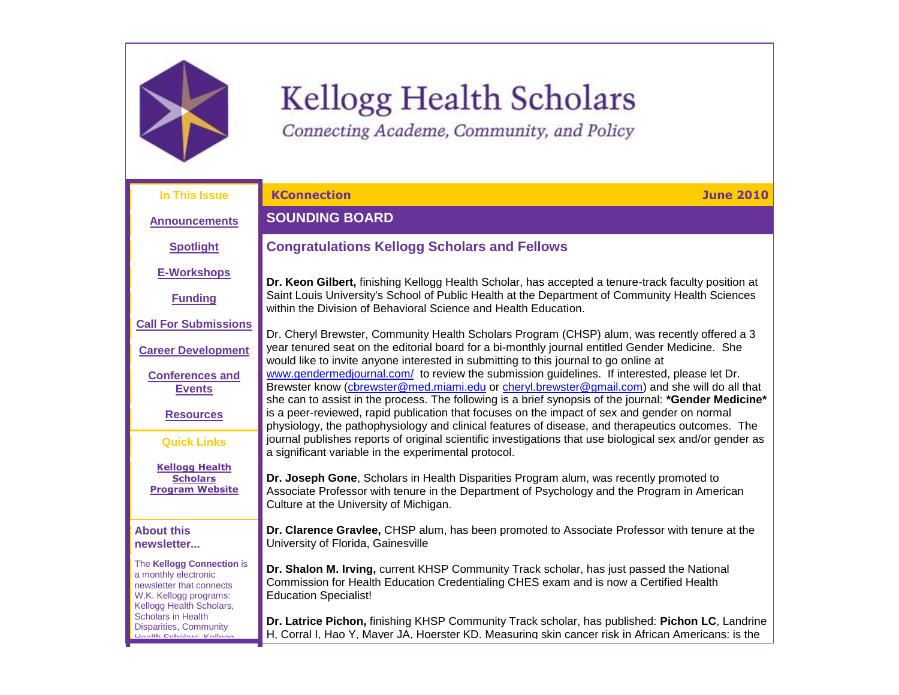# Kellogg Health Scholars

*Connecting Academe, Community, and Policy*

**In This Issue**

- Announcements
- Spotlight
- E-Workshops
- Funding
- Call For Submissions
- Career Development
- Conferences and Events
- Resources

**Quick Links**

- Kellogg Health Scholars Program Website

**About this newsletter...**

The **Kellogg Connection** is a monthly electronic newsletter that connects W.K. Kellogg programs: Kellogg Health Scholars, Scholars in Health Disparities, Community Health Scholars, Kellogg

**KConnection** **June 2010**

## SOUNDING BOARD

### Congratulations Kellogg Scholars and Fellows

**Dr. Keon Gilbert,** finishing Kellogg Health Scholar, has accepted a tenure-track faculty position at Saint Louis University's School of Public Health at the Department of Community Health Sciences within the Division of Behavioral Science and Health Education.

Dr. Cheryl Brewster, Community Health Scholars Program (CHSP) alum, was recently offered a 3 year tenured seat on the editorial board for a bi-monthly journal entitled Gender Medicine. She would like to invite anyone interested in submitting to this journal to go online at www.gendermedjournal.com/ to review the submission guidelines. If interested, please let Dr. Brewster know (cbrewster@med.miami.edu or cheryl.brewster@gmail.com) and she will do all that she can to assist in the process. The following is a brief synopsis of the journal: ***Gender Medicine*** is a peer-reviewed, rapid publication that focuses on the impact of sex and gender on normal physiology, the pathophysiology and clinical features of disease, and therapeutics outcomes. The journal publishes reports of original scientific investigations that use biological sex and/or gender as a significant variable in the experimental protocol.

**Dr. Joseph Gone**, Scholars in Health Disparities Program alum, was recently promoted to Associate Professor with tenure in the Department of Psychology and the Program in American Culture at the University of Michigan.

**Dr. Clarence Gravlee,** CHSP alum, has been promoted to Associate Professor with tenure at the University of Florida, Gainesville

**Dr. Shalon M. Irving,** current KHSP Community Track scholar, has just passed the National Commission for Health Education Credentialing CHES exam and is now a Certified Health Education Specialist!

**Dr. Latrice Pichon,** finishing KHSP Community Track scholar, has published: **Pichon LC**, Landrine H, Corral I, Hao Y, Mayer JA, Hoerster KD. Measuring skin cancer risk in African Americans: is the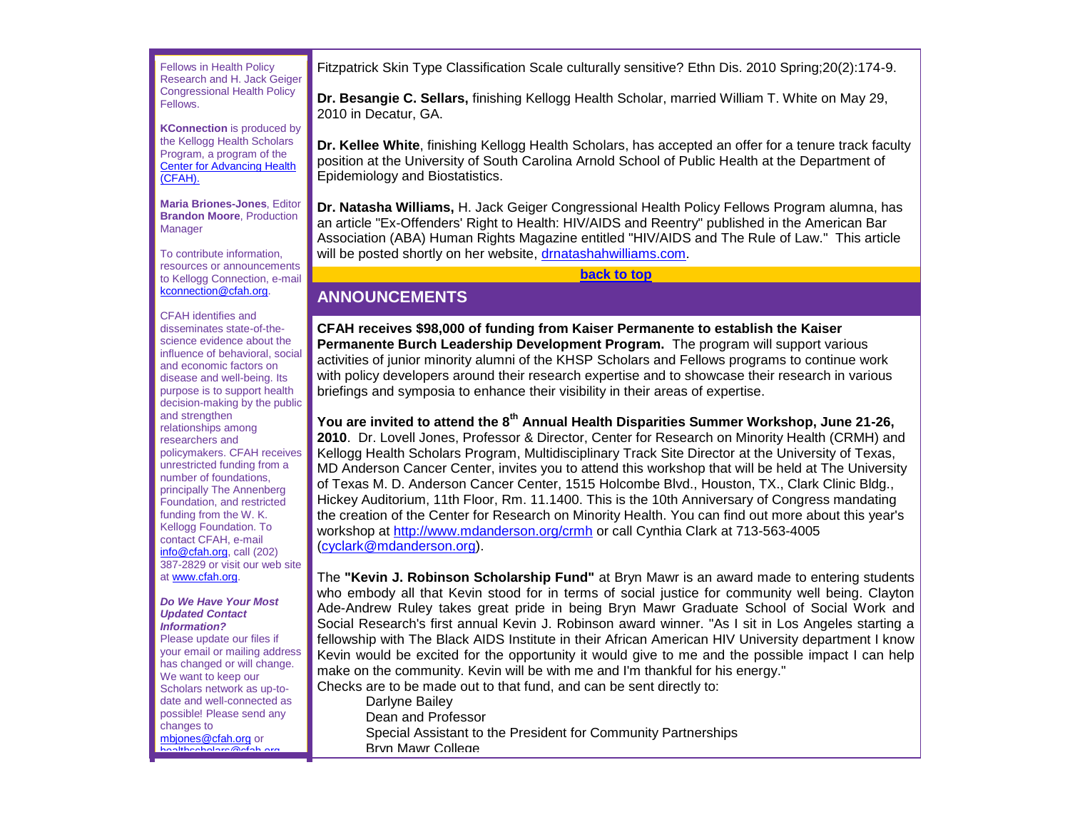Fellows in Health Policy Research and H. Jack Geiger Congressional Health Policy Fellows.

**KConnection** is produced by the Kellogg Health Scholars Program, a program of the [Center for Advancing Health (CFAH).]()

**Maria Briones-Jones**, Editor
**Brandon Moore**, Production Manager

To contribute information, resources or announcements to Kellogg Connection, e-mail kconnection@cfah.org.

CFAH identifies and disseminates state-of-the-science evidence about the influence of behavioral, social and economic factors on disease and well-being. Its purpose is to support health decision-making by the public and strengthen relationships among researchers and policymakers. CFAH receives unrestricted funding from a number of foundations, principally The Annenberg Foundation, and restricted funding from the W. K. Kellogg Foundation. To contact CFAH, e-mail info@cfah.org, call (202) 387-2829 or visit our web site at www.cfah.org.

***Do We Have Your Most Updated Contact Information?***
Please update our files if your email or mailing address has changed or will change. We want to keep our Scholars network as up-to-date and well-connected as possible! Please send any changes to mbjones@cfah.org or healthscholars@cfah.org

Fitzpatrick Skin Type Classification Scale culturally sensitive? Ethn Dis. 2010 Spring;20(2):174-9.

**Dr. Besangie C. Sellars,** finishing Kellogg Health Scholar, married William T. White on May 29, 2010 in Decatur, GA.

**Dr. Kellee White**, finishing Kellogg Health Scholars, has accepted an offer for a tenure track faculty position at the University of South Carolina Arnold School of Public Health at the Department of Epidemiology and Biostatistics.

**Dr. Natasha Williams,** H. Jack Geiger Congressional Health Policy Fellows Program alumna, has an article "Ex-Offenders' Right to Health: HIV/AIDS and Reentry" published in the American Bar Association (ABA) Human Rights Magazine entitled "HIV/AIDS and The Rule of Law." This article will be posted shortly on her website, drnatashahwilliams.com.

**back to top**

## ANNOUNCEMENTS

**CFAH receives $98,000 of funding from Kaiser Permanente to establish the Kaiser Permanente Burch Leadership Development Program.** The program will support various activities of junior minority alumni of the KHSP Scholars and Fellows programs to continue work with policy developers around their research expertise and to showcase their research in various briefings and symposia to enhance their visibility in their areas of expertise.

**You are invited to attend the 8th Annual Health Disparities Summer Workshop, June 21-26, 2010**. Dr. Lovell Jones, Professor & Director, Center for Research on Minority Health (CRMH) and Kellogg Health Scholars Program, Multidisciplinary Track Site Director at the University of Texas, MD Anderson Cancer Center, invites you to attend this workshop that will be held at The University of Texas M. D. Anderson Cancer Center, 1515 Holcombe Blvd., Houston, TX., Clark Clinic Bldg., Hickey Auditorium, 11th Floor, Rm. 11.1400. This is the 10th Anniversary of Congress mandating the creation of the Center for Research on Minority Health. You can find out more about this year's workshop at http://www.mdanderson.org/crmh or call Cynthia Clark at 713-563-4005 (cyclark@mdanderson.org).

The **"Kevin J. Robinson Scholarship Fund"** at Bryn Mawr is an award made to entering students who embody all that Kevin stood for in terms of social justice for community well being. Clayton Ade-Andrew Ruley takes great pride in being Bryn Mawr Graduate School of Social Work and Social Research's first annual Kevin J. Robinson award winner. "As I sit in Los Angeles starting a fellowship with The Black AIDS Institute in their African American HIV University department I know Kevin would be excited for the opportunity it would give to me and the possible impact I can help make on the community. Kevin will be with me and I'm thankful for his energy."
Checks are to be made out to that fund, and can be sent directly to:

Darlyne Bailey
Dean and Professor
Special Assistant to the President for Community Partnerships
Bryn Mawr College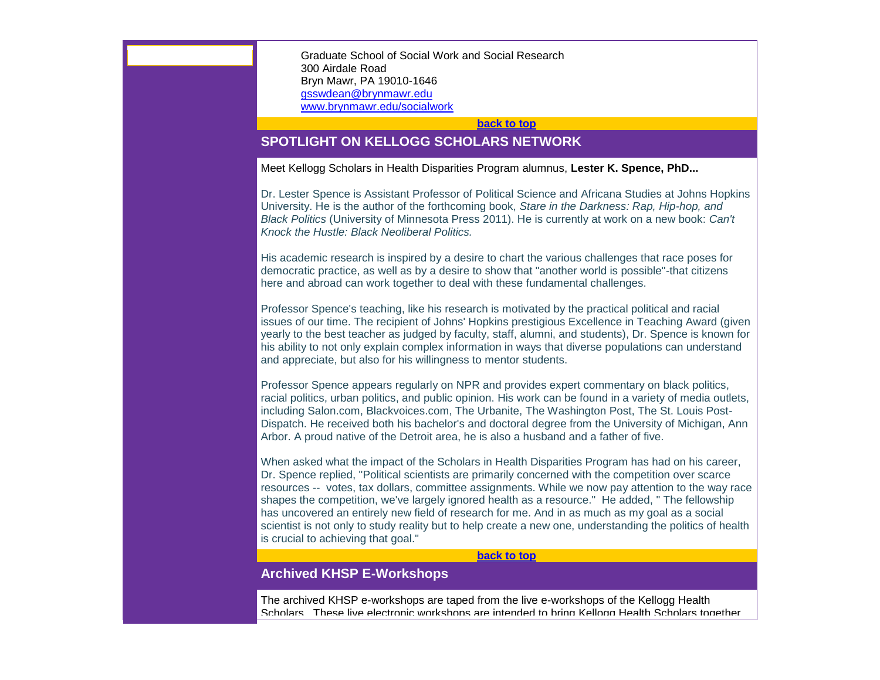Graduate School of Social Work and Social Research
300 Airdale Road
Bryn Mawr, PA 19010-1646
gsswdean@brynmawr.edu
www.brynmawr.edu/socialwork

**back to top**

## SPOTLIGHT ON KELLOGG SCHOLARS NETWORK

Meet Kellogg Scholars in Health Disparities Program alumnus, **Lester K. Spence, PhD...**

Dr. Lester Spence is Assistant Professor of Political Science and Africana Studies at Johns Hopkins University. He is the author of the forthcoming book, *Stare in the Darkness: Rap, Hip-hop, and Black Politics* (University of Minnesota Press 2011). He is currently at work on a new book: *Can't Knock the Hustle: Black Neoliberal Politics.*

His academic research is inspired by a desire to chart the various challenges that race poses for democratic practice, as well as by a desire to show that "another world is possible"-that citizens here and abroad can work together to deal with these fundamental challenges.

Professor Spence's teaching, like his research is motivated by the practical political and racial issues of our time. The recipient of Johns' Hopkins prestigious Excellence in Teaching Award (given yearly to the best teacher as judged by faculty, staff, alumni, and students), Dr. Spence is known for his ability to not only explain complex information in ways that diverse populations can understand and appreciate, but also for his willingness to mentor students.

Professor Spence appears regularly on NPR and provides expert commentary on black politics, racial politics, urban politics, and public opinion. His work can be found in a variety of media outlets, including Salon.com, Blackvoices.com, The Urbanite, The Washington Post, The St. Louis Post-Dispatch. He received both his bachelor's and doctoral degree from the University of Michigan, Ann Arbor. A proud native of the Detroit area, he is also a husband and a father of five.

When asked what the impact of the Scholars in Health Disparities Program has had on his career, Dr. Spence replied, "Political scientists are primarily concerned with the competition over scarce resources -- votes, tax dollars, committee assignments. While we now pay attention to the way race shapes the competition, we've largely ignored health as a resource." He added, " The fellowship has uncovered an entirely new field of research for me. And in as much as my goal as a social scientist is not only to study reality but to help create a new one, understanding the politics of health is crucial to achieving that goal."

**back to top**

## Archived KHSP E-Workshops

The archived KHSP e-workshops are taped from the live e-workshops of the Kellogg Health Scholars. These live electronic workshops are intended to bring Kellogg Health Scholars together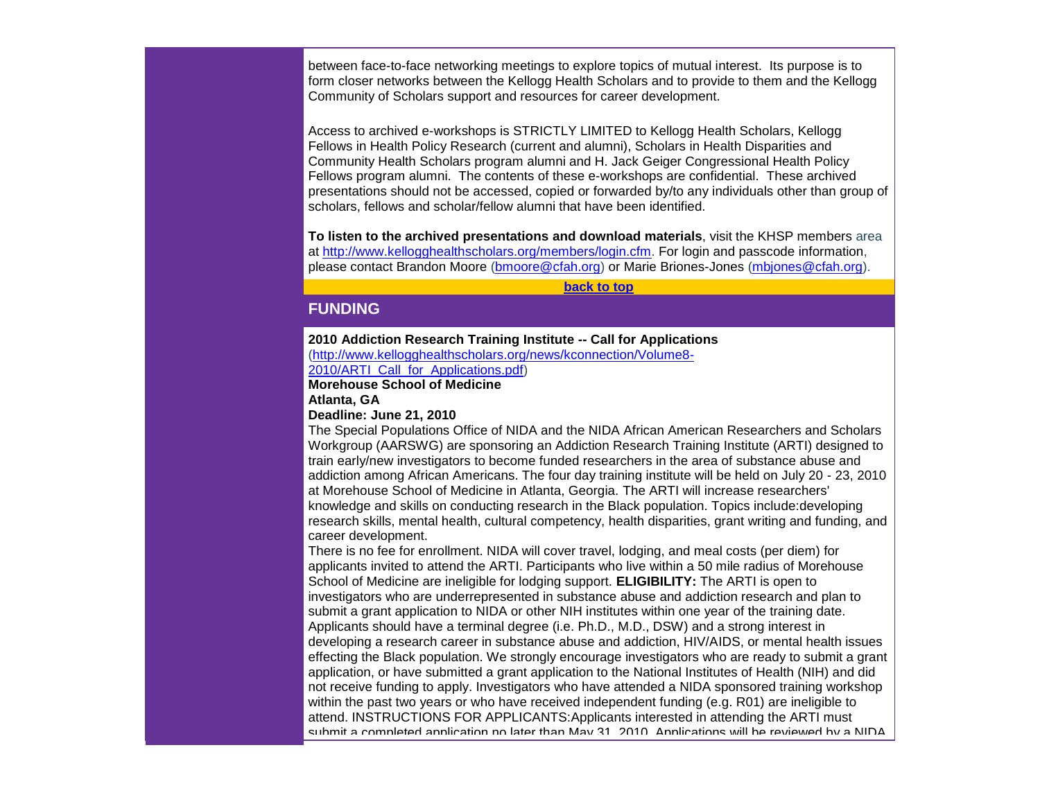between face-to-face networking meetings to explore topics of mutual interest. Its purpose is to form closer networks between the Kellogg Health Scholars and to provide to them and the Kellogg Community of Scholars support and resources for career development.

Access to archived e-workshops is STRICTLY LIMITED to Kellogg Health Scholars, Kellogg Fellows in Health Policy Research (current and alumni), Scholars in Health Disparities and Community Health Scholars program alumni and H. Jack Geiger Congressional Health Policy Fellows program alumni. The contents of these e-workshops are confidential. These archived presentations should not be accessed, copied or forwarded by/to any individuals other than group of scholars, fellows and scholar/fellow alumni that have been identified.

**To listen to the archived presentations and download materials**, visit the KHSP members area at http://www.kellogghealthscholars.org/members/login.cfm. For login and passcode information, please contact Brandon Moore (bmoore@cfah.org) or Marie Briones-Jones (mbjones@cfah.org).

**back to top**

## FUNDING

**2010 Addiction Research Training Institute -- Call for Applications**
(http://www.kellogghealthscholars.org/news/kconnection/Volume8-2010/ARTI_Call_for_Applications.pdf)
**Morehouse School of Medicine**
**Atlanta, GA**
**Deadline: June 21, 2010**
The Special Populations Office of NIDA and the NIDA African American Researchers and Scholars Workgroup (AARSWG) are sponsoring an Addiction Research Training Institute (ARTI) designed to train early/new investigators to become funded researchers in the area of substance abuse and addiction among African Americans. The four day training institute will be held on July 20 - 23, 2010 at Morehouse School of Medicine in Atlanta, Georgia. The ARTI will increase researchers' knowledge and skills on conducting research in the Black population. Topics include:developing research skills, mental health, cultural competency, health disparities, grant writing and funding, and career development.
There is no fee for enrollment. NIDA will cover travel, lodging, and meal costs (per diem) for applicants invited to attend the ARTI. Participants who live within a 50 mile radius of Morehouse School of Medicine are ineligible for lodging support. **ELIGIBILITY:** The ARTI is open to investigators who are underrepresented in substance abuse and addiction research and plan to submit a grant application to NIDA or other NIH institutes within one year of the training date. Applicants should have a terminal degree (i.e. Ph.D., M.D., DSW) and a strong interest in developing a research career in substance abuse and addiction, HIV/AIDS, or mental health issues effecting the Black population. We strongly encourage investigators who are ready to submit a grant application, or have submitted a grant application to the National Institutes of Health (NIH) and did not receive funding to apply. Investigators who have attended a NIDA sponsored training workshop within the past two years or who have received independent funding (e.g. R01) are ineligible to attend. INSTRUCTIONS FOR APPLICANTS:Applicants interested in attending the ARTI must submit a completed application no later than May 31, 2010. Applications will be reviewed by a NIDA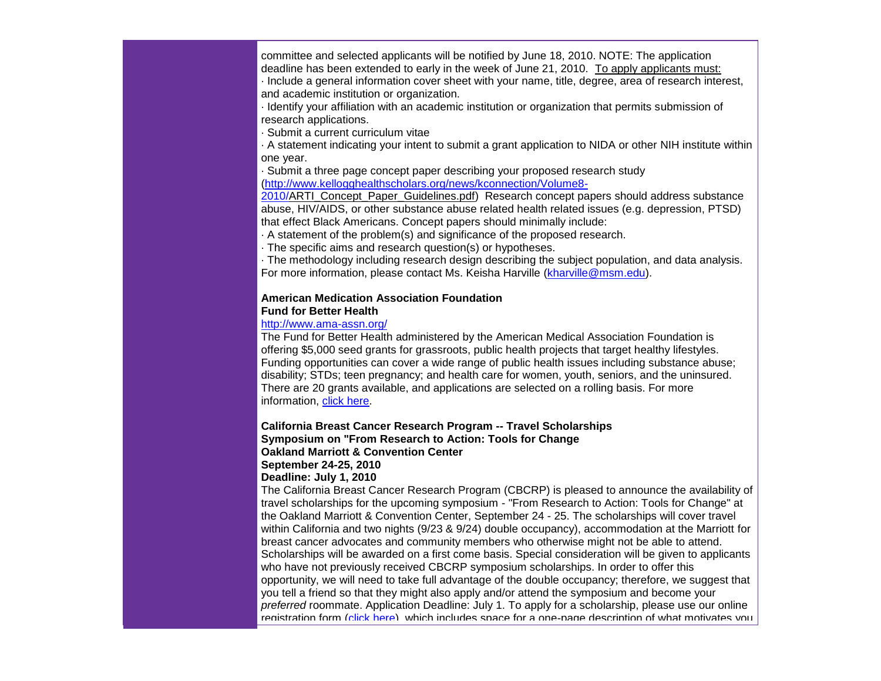committee and selected applicants will be notified by June 18, 2010. NOTE: The application deadline has been extended to early in the week of June 21, 2010. To apply applicants must:

· Include a general information cover sheet with your name, title, degree, area of research interest, and academic institution or organization.

· Identify your affiliation with an academic institution or organization that permits submission of research applications.

· Submit a current curriculum vitae

· A statement indicating your intent to submit a grant application to NIDA or other NIH institute within one year.

· Submit a three page concept paper describing your proposed research study (http://www.kellogghealthscholars.org/news/kconnection/Volume8-2010/ARTI_Concept_Paper_Guidelines.pdf) Research concept papers should address substance abuse, HIV/AIDS, or other substance abuse related health related issues (e.g. depression, PTSD) that effect Black Americans. Concept papers should minimally include:

· A statement of the problem(s) and significance of the proposed research.

· The specific aims and research question(s) or hypotheses.

· The methodology including research design describing the subject population, and data analysis.

For more information, please contact Ms. Keisha Harville (kharville@msm.edu).

**American Medication Association Foundation**
**Fund for Better Health**
http://www.ama-assn.org/

The Fund for Better Health administered by the American Medical Association Foundation is offering $5,000 seed grants for grassroots, public health projects that target healthy lifestyles. Funding opportunities can cover a wide range of public health issues including substance abuse; disability; STDs; teen pregnancy; and health care for women, youth, seniors, and the uninsured. There are 20 grants available, and applications are selected on a rolling basis. For more information, click here.

**California Breast Cancer Research Program -- Travel Scholarships**
**Symposium on "From Research to Action: Tools for Change**
**Oakland Marriott & Convention Center**
**September 24-25, 2010**
**Deadline: July 1, 2010**

The California Breast Cancer Research Program (CBCRP) is pleased to announce the availability of travel scholarships for the upcoming symposium - "From Research to Action: Tools for Change" at the Oakland Marriott & Convention Center, September 24 - 25. The scholarships will cover travel within California and two nights (9/23 & 9/24) double occupancy), accommodation at the Marriott for breast cancer advocates and community members who otherwise might not be able to attend. Scholarships will be awarded on a first come basis. Special consideration will be given to applicants who have not previously received CBCRP symposium scholarships. In order to offer this opportunity, we will need to take full advantage of the double occupancy; therefore, we suggest that you tell a friend so that they might also apply and/or attend the symposium and become your *preferred* roommate. Application Deadline: July 1. To apply for a scholarship, please use our online registration form (click here), which includes space for a one-page description of what motivates you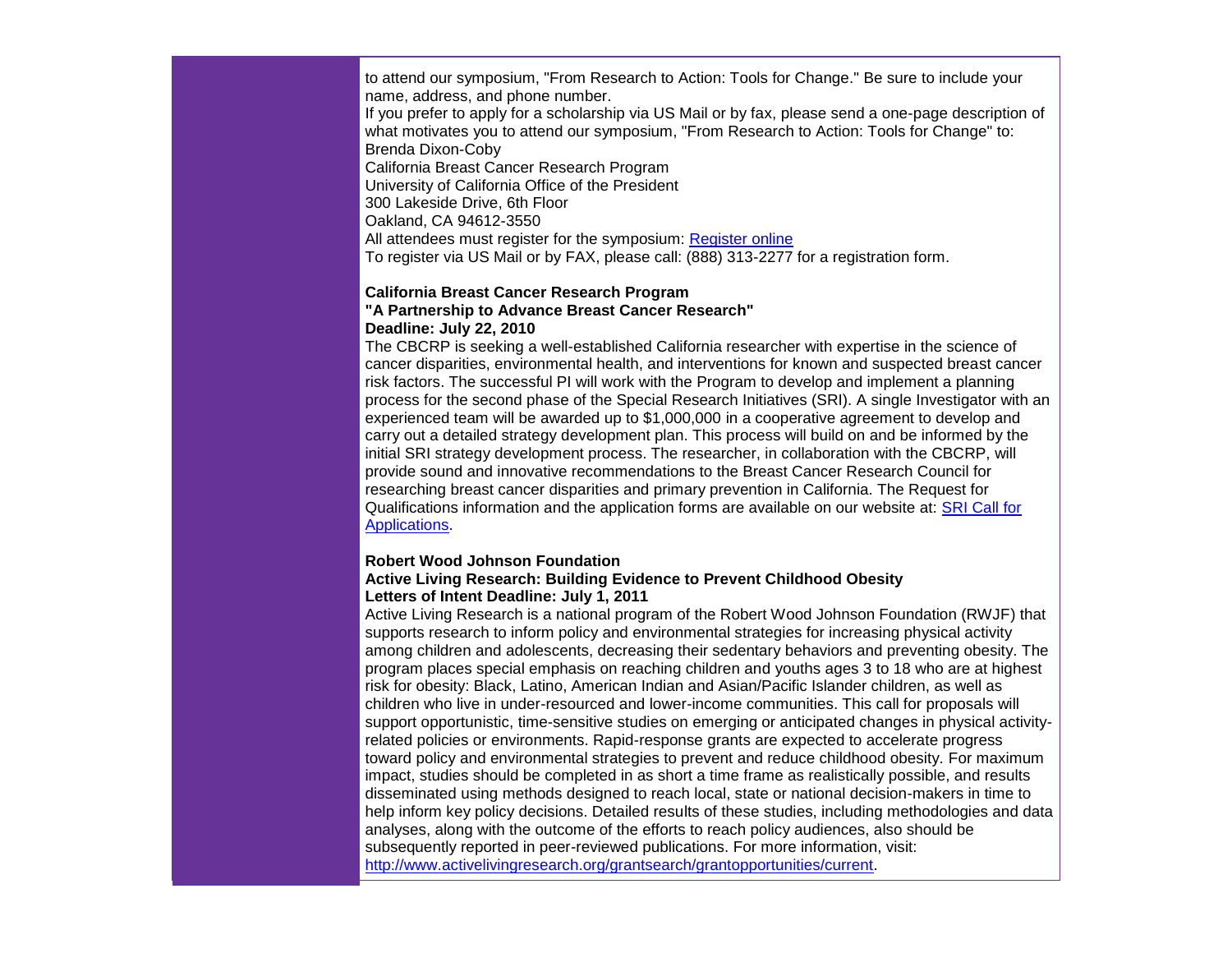to attend our symposium, "From Research to Action: Tools for Change." Be sure to include your name, address, and phone number.

If you prefer to apply for a scholarship via US Mail or by fax, please send a one-page description of what motivates you to attend our symposium, "From Research to Action: Tools for Change" to:
Brenda Dixon-Coby
California Breast Cancer Research Program
University of California Office of the President
300 Lakeside Drive, 6th Floor
Oakland, CA 94612-3550

All attendees must register for the symposium: Register online

To register via US Mail or by FAX, please call: (888) 313-2277 for a registration form.

**California Breast Cancer Research Program**
**"A Partnership to Advance Breast Cancer Research"**
**Deadline: July 22, 2010**

The CBCRP is seeking a well-established California researcher with expertise in the science of cancer disparities, environmental health, and interventions for known and suspected breast cancer risk factors. The successful PI will work with the Program to develop and implement a planning process for the second phase of the Special Research Initiatives (SRI). A single Investigator with an experienced team will be awarded up to $1,000,000 in a cooperative agreement to develop and carry out a detailed strategy development plan. This process will build on and be informed by the initial SRI strategy development process. The researcher, in collaboration with the CBCRP, will provide sound and innovative recommendations to the Breast Cancer Research Council for researching breast cancer disparities and primary prevention in California. The Request for Qualifications information and the application forms are available on our website at: SRI Call for Applications.

**Robert Wood Johnson Foundation**
**Active Living Research: Building Evidence to Prevent Childhood Obesity**
**Letters of Intent Deadline: July 1, 2011**

Active Living Research is a national program of the Robert Wood Johnson Foundation (RWJF) that supports research to inform policy and environmental strategies for increasing physical activity among children and adolescents, decreasing their sedentary behaviors and preventing obesity. The program places special emphasis on reaching children and youths ages 3 to 18 who are at highest risk for obesity: Black, Latino, American Indian and Asian/Pacific Islander children, as well as children who live in under-resourced and lower-income communities. This call for proposals will support opportunistic, time-sensitive studies on emerging or anticipated changes in physical activity-related policies or environments. Rapid-response grants are expected to accelerate progress toward policy and environmental strategies to prevent and reduce childhood obesity. For maximum impact, studies should be completed in as short a time frame as realistically possible, and results disseminated using methods designed to reach local, state or national decision-makers in time to help inform key policy decisions. Detailed results of these studies, including methodologies and data analyses, along with the outcome of the efforts to reach policy audiences, also should be subsequently reported in peer-reviewed publications. For more information, visit: http://www.activelivingresearch.org/grantsearch/grantopportunities/current.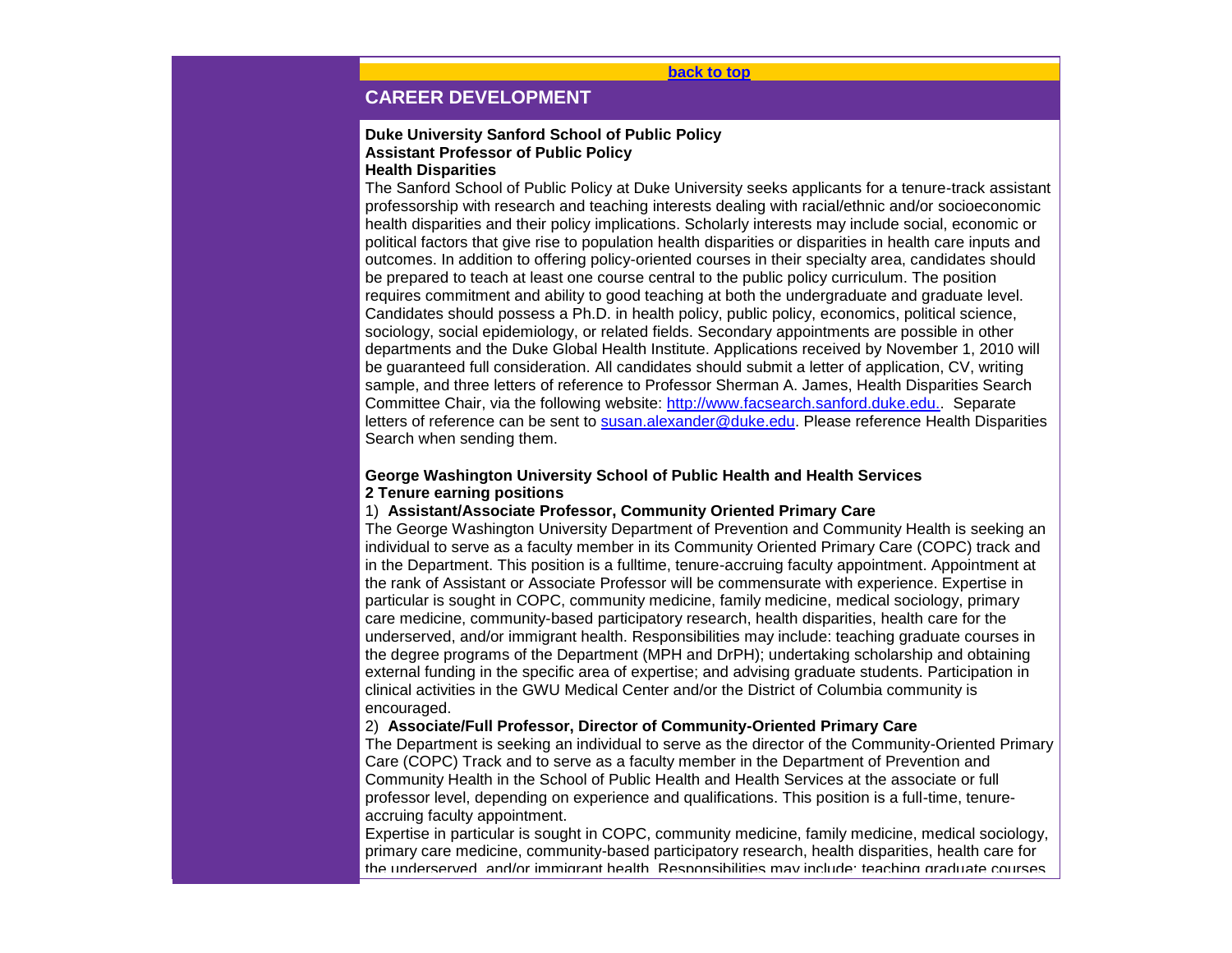[back to top](#)

## CAREER DEVELOPMENT

**Duke University Sanford School of Public Policy**
**Assistant Professor of Public Policy**
**Health Disparities**

The Sanford School of Public Policy at Duke University seeks applicants for a tenure-track assistant professorship with research and teaching interests dealing with racial/ethnic and/or socioeconomic health disparities and their policy implications. Scholarly interests may include social, economic or political factors that give rise to population health disparities or disparities in health care inputs and outcomes. In addition to offering policy-oriented courses in their specialty area, candidates should be prepared to teach at least one course central to the public policy curriculum. The position requires commitment and ability to good teaching at both the undergraduate and graduate level. Candidates should possess a Ph.D. in health policy, public policy, economics, political science, sociology, social epidemiology, or related fields. Secondary appointments are possible in other departments and the Duke Global Health Institute. Applications received by November 1, 2010 will be guaranteed full consideration. All candidates should submit a letter of application, CV, writing sample, and three letters of reference to Professor Sherman A. James, Health Disparities Search Committee Chair, via the following website: [http://www.facsearch.sanford.duke.edu.](http://www.facsearch.sanford.duke.edu.). Separate letters of reference can be sent to [susan.alexander@duke.edu](mailto:susan.alexander@duke.edu). Please reference Health Disparities Search when sending them.

**George Washington University School of Public Health and Health Services**
**2 Tenure earning positions**

1) **Assistant/Associate Professor, Community Oriented Primary Care**

The George Washington University Department of Prevention and Community Health is seeking an individual to serve as a faculty member in its Community Oriented Primary Care (COPC) track and in the Department. This position is a fulltime, tenure-accruing faculty appointment. Appointment at the rank of Assistant or Associate Professor will be commensurate with experience. Expertise in particular is sought in COPC, community medicine, family medicine, medical sociology, primary care medicine, community-based participatory research, health disparities, health care for the underserved, and/or immigrant health. Responsibilities may include: teaching graduate courses in the degree programs of the Department (MPH and DrPH); undertaking scholarship and obtaining external funding in the specific area of expertise; and advising graduate students. Participation in clinical activities in the GWU Medical Center and/or the District of Columbia community is encouraged.

2) **Associate/Full Professor, Director of Community-Oriented Primary Care**

The Department is seeking an individual to serve as the director of the Community-Oriented Primary Care (COPC) Track and to serve as a faculty member in the Department of Prevention and Community Health in the School of Public Health and Health Services at the associate or full professor level, depending on experience and qualifications. This position is a full-time, tenure-accruing faculty appointment.

Expertise in particular is sought in COPC, community medicine, family medicine, medical sociology, primary care medicine, community-based participatory research, health disparities, health care for the underserved, and/or immigrant health. Responsibilities may include: teaching graduate courses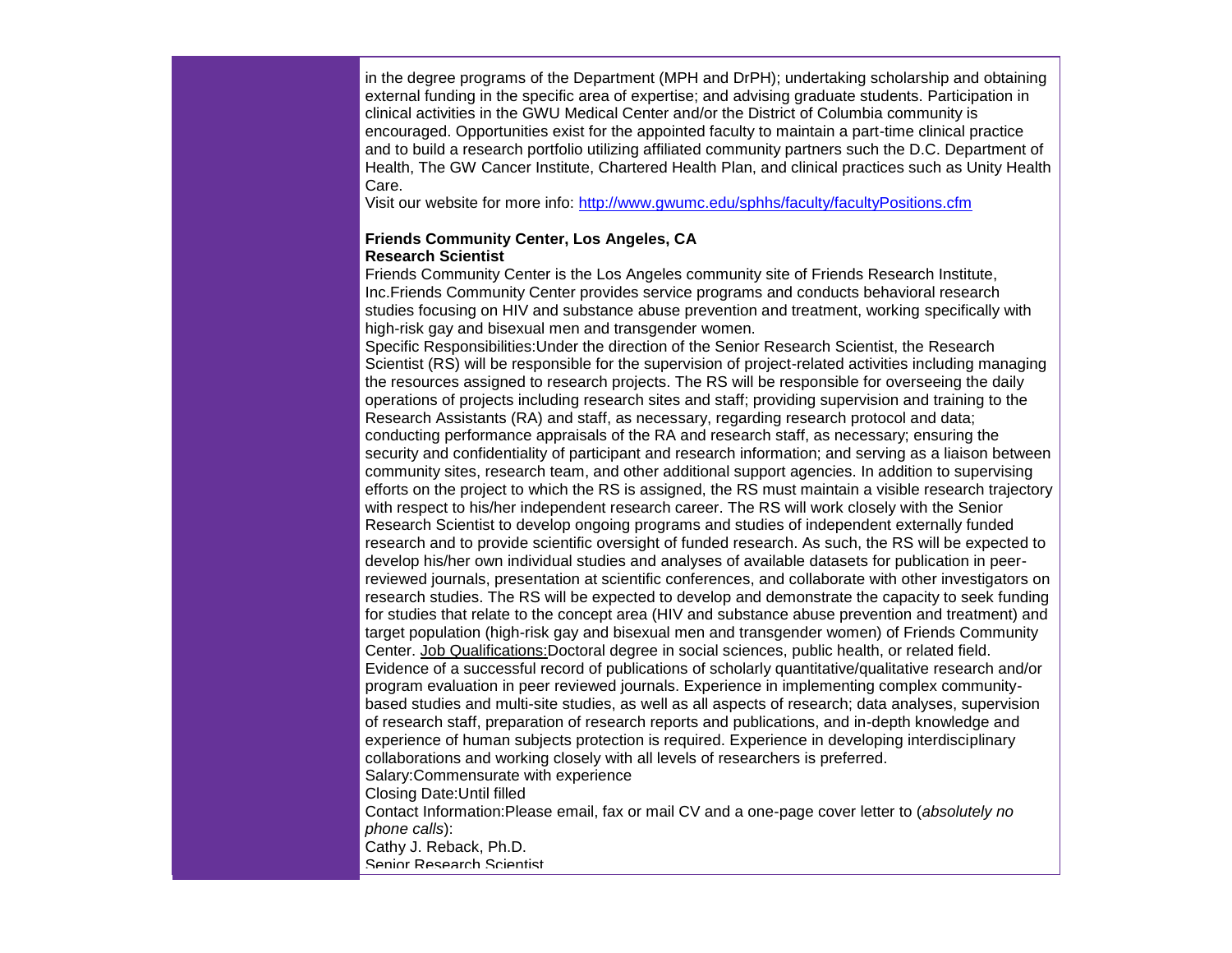in the degree programs of the Department (MPH and DrPH); undertaking scholarship and obtaining external funding in the specific area of expertise; and advising graduate students. Participation in clinical activities in the GWU Medical Center and/or the District of Columbia community is encouraged. Opportunities exist for the appointed faculty to maintain a part-time clinical practice and to build a research portfolio utilizing affiliated community partners such the D.C. Department of Health, The GW Cancer Institute, Chartered Health Plan, and clinical practices such as Unity Health Care.

Visit our website for more info: [http://www.gwumc.edu/sphhs/faculty/facultyPositions.cfm](http://www.gwumc.edu/sphhs/faculty/facultyPositions.cfm)

**Friends Community Center, Los Angeles, CA**
**Research Scientist**

Friends Community Center is the Los Angeles community site of Friends Research Institute, Inc.Friends Community Center provides service programs and conducts behavioral research studies focusing on HIV and substance abuse prevention and treatment, working specifically with high-risk gay and bisexual men and transgender women.

Specific Responsibilities:Under the direction of the Senior Research Scientist, the Research Scientist (RS) will be responsible for the supervision of project-related activities including managing the resources assigned to research projects. The RS will be responsible for overseeing the daily operations of projects including research sites and staff; providing supervision and training to the Research Assistants (RA) and staff, as necessary, regarding research protocol and data; conducting performance appraisals of the RA and research staff, as necessary; ensuring the security and confidentiality of participant and research information; and serving as a liaison between community sites, research team, and other additional support agencies. In addition to supervising efforts on the project to which the RS is assigned, the RS must maintain a visible research trajectory with respect to his/her independent research career. The RS will work closely with the Senior Research Scientist to develop ongoing programs and studies of independent externally funded research and to provide scientific oversight of funded research. As such, the RS will be expected to develop his/her own individual studies and analyses of available datasets for publication in peer-reviewed journals, presentation at scientific conferences, and collaborate with other investigators on research studies. The RS will be expected to develop and demonstrate the capacity to seek funding for studies that relate to the concept area (HIV and substance abuse prevention and treatment) and target population (high-risk gay and bisexual men and transgender women) of Friends Community Center. Job Qualifications:Doctoral degree in social sciences, public health, or related field. Evidence of a successful record of publications of scholarly quantitative/qualitative research and/or program evaluation in peer reviewed journals. Experience in implementing complex community-based studies and multi-site studies, as well as all aspects of research; data analyses, supervision of research staff, preparation of research reports and publications, and in-depth knowledge and experience of human subjects protection is required. Experience in developing interdisciplinary collaborations and working closely with all levels of researchers is preferred.

Salary:Commensurate with experience

Closing Date:Until filled

Contact Information:Please email, fax or mail CV and a one-page cover letter to (*absolutely no phone calls*):

Cathy J. Reback, Ph.D.

Senior Research Scientist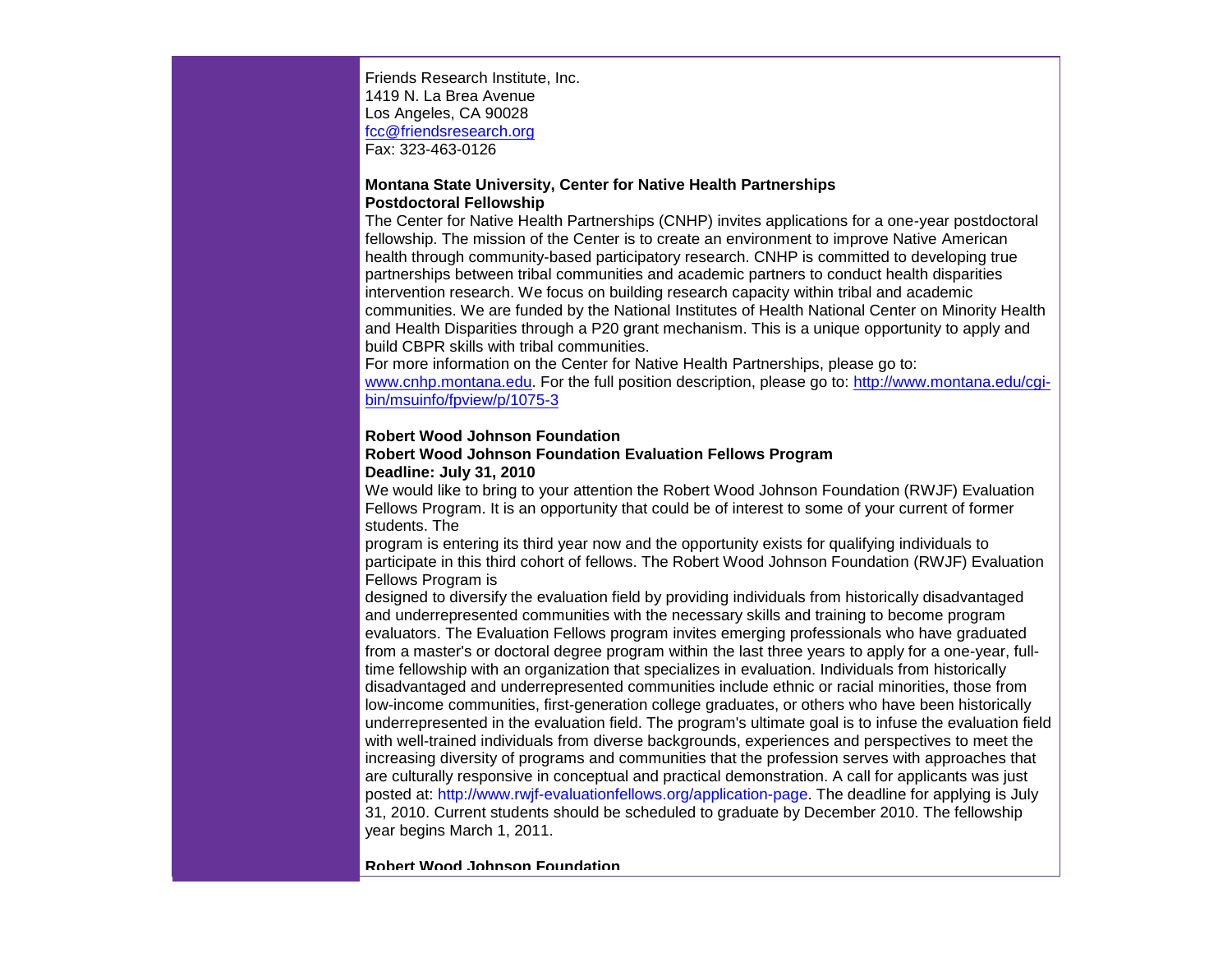Friends Research Institute, Inc.
1419 N. La Brea Avenue
Los Angeles, CA 90028
fcc@friendsresearch.org
Fax: 323-463-0126

**Montana State University, Center for Native Health Partnerships**
**Postdoctoral Fellowship**

The Center for Native Health Partnerships (CNHP) invites applications for a one-year postdoctoral fellowship. The mission of the Center is to create an environment to improve Native American health through community-based participatory research. CNHP is committed to developing true partnerships between tribal communities and academic partners to conduct health disparities intervention research. We focus on building research capacity within tribal and academic communities. We are funded by the National Institutes of Health National Center on Minority Health and Health Disparities through a P20 grant mechanism. This is a unique opportunity to apply and build CBPR skills with tribal communities.

For more information on the Center for Native Health Partnerships, please go to: www.cnhp.montana.edu. For the full position description, please go to: http://www.montana.edu/cgi-bin/msuinfo/fpview/p/1075-3

**Robert Wood Johnson Foundation**
**Robert Wood Johnson Foundation Evaluation Fellows Program**
**Deadline: July 31, 2010**

We would like to bring to your attention the Robert Wood Johnson Foundation (RWJF) Evaluation Fellows Program. It is an opportunity that could be of interest to some of your current of former students. The program is entering its third year now and the opportunity exists for qualifying individuals to participate in this third cohort of fellows. The Robert Wood Johnson Foundation (RWJF) Evaluation Fellows Program is designed to diversify the evaluation field by providing individuals from historically disadvantaged and underrepresented communities with the necessary skills and training to become program evaluators. The Evaluation Fellows program invites emerging professionals who have graduated from a master's or doctoral degree program within the last three years to apply for a one-year, full-time fellowship with an organization that specializes in evaluation. Individuals from historically disadvantaged and underrepresented communities include ethnic or racial minorities, those from low-income communities, first-generation college graduates, or others who have been historically underrepresented in the evaluation field. The program's ultimate goal is to infuse the evaluation field with well-trained individuals from diverse backgrounds, experiences and perspectives to meet the increasing diversity of programs and communities that the profession serves with approaches that are culturally responsive in conceptual and practical demonstration. A call for applicants was just posted at: http://www.rwjf-evaluationfellows.org/application-page. The deadline for applying is July 31, 2010. Current students should be scheduled to graduate by December 2010. The fellowship year begins March 1, 2011.

**Robert Wood Johnson Foundation**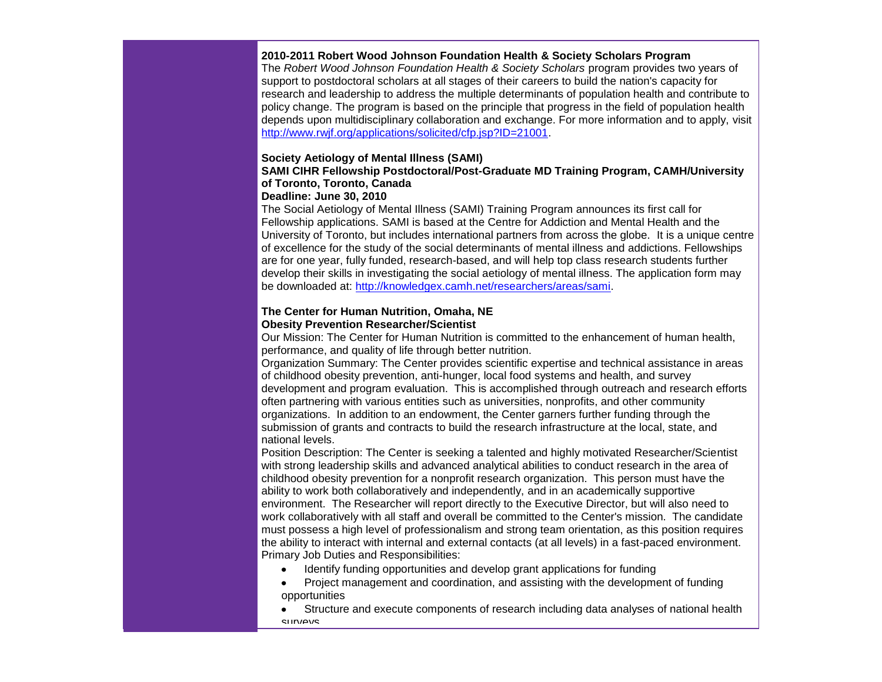**2010-2011 Robert Wood Johnson Foundation Health & Society Scholars Program**

The *Robert Wood Johnson Foundation Health & Society Scholars* program provides two years of support to postdoctoral scholars at all stages of their careers to build the nation's capacity for research and leadership to address the multiple determinants of population health and contribute to policy change. The program is based on the principle that progress in the field of population health depends upon multidisciplinary collaboration and exchange. For more information and to apply, visit http://www.rwjf.org/applications/solicited/cfp.jsp?ID=21001.

**Society Aetiology of Mental Illness (SAMI)**
**SAMI CIHR Fellowship Postdoctoral/Post-Graduate MD Training Program, CAMH/University of Toronto, Toronto, Canada**
**Deadline: June 30, 2010**

The Social Aetiology of Mental Illness (SAMI) Training Program announces its first call for Fellowship applications. SAMI is based at the Centre for Addiction and Mental Health and the University of Toronto, but includes international partners from across the globe. It is a unique centre of excellence for the study of the social determinants of mental illness and addictions. Fellowships are for one year, fully funded, research-based, and will help top class research students further develop their skills in investigating the social aetiology of mental illness. The application form may be downloaded at: http://knowledgex.camh.net/researchers/areas/sami.

**The Center for Human Nutrition, Omaha, NE**
**Obesity Prevention Researcher/Scientist**

Our Mission: The Center for Human Nutrition is committed to the enhancement of human health, performance, and quality of life through better nutrition.

Organization Summary: The Center provides scientific expertise and technical assistance in areas of childhood obesity prevention, anti-hunger, local food systems and health, and survey development and program evaluation. This is accomplished through outreach and research efforts often partnering with various entities such as universities, nonprofits, and other community organizations. In addition to an endowment, the Center garners further funding through the submission of grants and contracts to build the research infrastructure at the local, state, and national levels.

Position Description: The Center is seeking a talented and highly motivated Researcher/Scientist with strong leadership skills and advanced analytical abilities to conduct research in the area of childhood obesity prevention for a nonprofit research organization. This person must have the ability to work both collaboratively and independently, and in an academically supportive environment. The Researcher will report directly to the Executive Director, but will also need to work collaboratively with all staff and overall be committed to the Center's mission. The candidate must possess a high level of professionalism and strong team orientation, as this position requires the ability to interact with internal and external contacts (at all levels) in a fast-paced environment.

Primary Job Duties and Responsibilities:

- Identify funding opportunities and develop grant applications for funding
- Project management and coordination, and assisting with the development of funding opportunities
- Structure and execute components of research including data analyses of national health surveys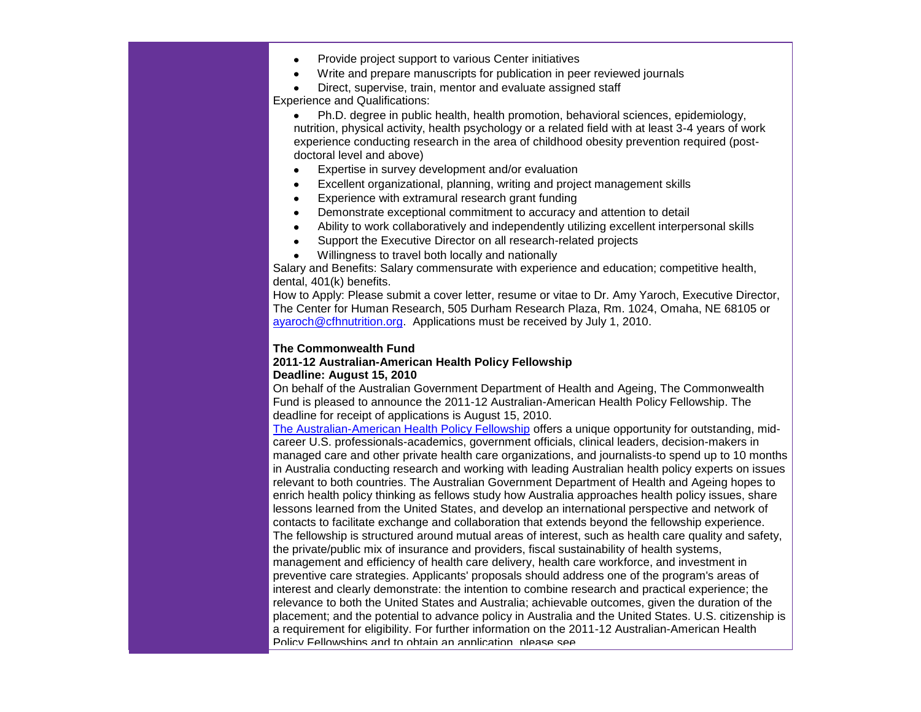- Provide project support to various Center initiatives
- Write and prepare manuscripts for publication in peer reviewed journals
- Direct, supervise, train, mentor and evaluate assigned staff

Experience and Qualifications:

- Ph.D. degree in public health, health promotion, behavioral sciences, epidemiology, nutrition, physical activity, health psychology or a related field with at least 3-4 years of work experience conducting research in the area of childhood obesity prevention required (post-doctoral level and above)
- Expertise in survey development and/or evaluation
- Excellent organizational, planning, writing and project management skills
- Experience with extramural research grant funding
- Demonstrate exceptional commitment to accuracy and attention to detail
- Ability to work collaboratively and independently utilizing excellent interpersonal skills
- Support the Executive Director on all research-related projects
- Willingness to travel both locally and nationally

Salary and Benefits: Salary commensurate with experience and education; competitive health, dental, 401(k) benefits.

How to Apply: Please submit a cover letter, resume or vitae to Dr. Amy Yaroch, Executive Director, The Center for Human Research, 505 Durham Research Plaza, Rm. 1024, Omaha, NE 68105 or ayaroch@cfhnutrition.org. Applications must be received by July 1, 2010.

**The Commonwealth Fund**
**2011-12 Australian-American Health Policy Fellowship**
**Deadline: August 15, 2010**

On behalf of the Australian Government Department of Health and Ageing, The Commonwealth Fund is pleased to announce the 2011-12 Australian-American Health Policy Fellowship. The deadline for receipt of applications is August 15, 2010.

The Australian-American Health Policy Fellowship offers a unique opportunity for outstanding, mid-career U.S. professionals-academics, government officials, clinical leaders, decision-makers in managed care and other private health care organizations, and journalists-to spend up to 10 months in Australia conducting research and working with leading Australian health policy experts on issues relevant to both countries. The Australian Government Department of Health and Ageing hopes to enrich health policy thinking as fellows study how Australia approaches health policy issues, share lessons learned from the United States, and develop an international perspective and network of contacts to facilitate exchange and collaboration that extends beyond the fellowship experience. The fellowship is structured around mutual areas of interest, such as health care quality and safety, the private/public mix of insurance and providers, fiscal sustainability of health systems, management and efficiency of health care delivery, health care workforce, and investment in preventive care strategies. Applicants' proposals should address one of the program's areas of interest and clearly demonstrate: the intention to combine research and practical experience; the relevance to both the United States and Australia; achievable outcomes, given the duration of the placement; and the potential to advance policy in Australia and the United States. U.S. citizenship is a requirement for eligibility. For further information on the 2011-12 Australian-American Health Policy Fellowships and to obtain an application, please see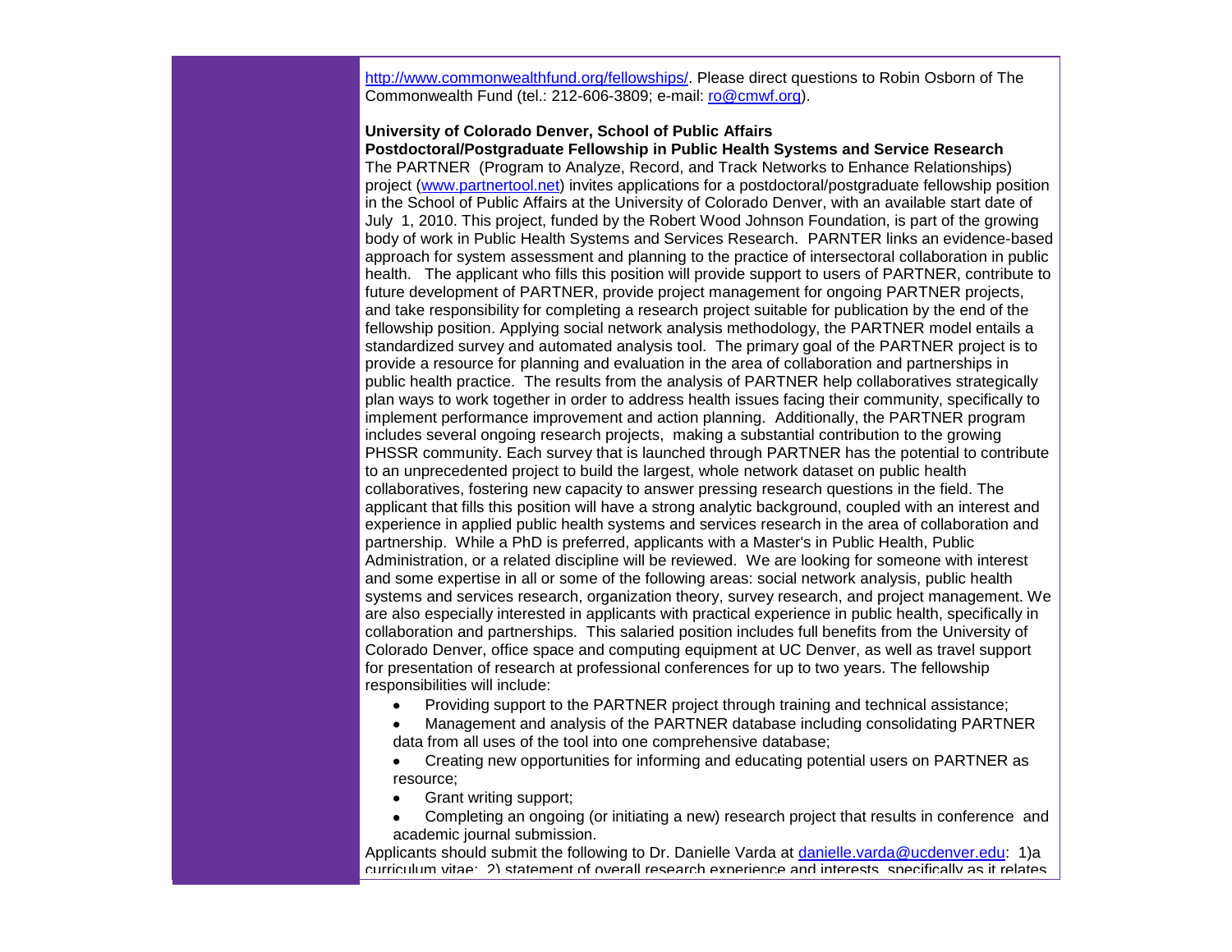http://www.commonwealthfund.org/fellowships/. Please direct questions to Robin Osborn of The Commonwealth Fund (tel.: 212-606-3809; e-mail: ro@cmwf.org).

**University of Colorado Denver, School of Public Affairs**
**Postdoctoral/Postgraduate Fellowship in Public Health Systems and Service Research**
The PARTNER (Program to Analyze, Record, and Track Networks to Enhance Relationships) project (www.partnertool.net) invites applications for a postdoctoral/postgraduate fellowship position in the School of Public Affairs at the University of Colorado Denver, with an available start date of July 1, 2010. This project, funded by the Robert Wood Johnson Foundation, is part of the growing body of work in Public Health Systems and Services Research. PARNTER links an evidence-based approach for system assessment and planning to the practice of intersectoral collaboration in public health. The applicant who fills this position will provide support to users of PARTNER, contribute to future development of PARTNER, provide project management for ongoing PARTNER projects, and take responsibility for completing a research project suitable for publication by the end of the fellowship position. Applying social network analysis methodology, the PARTNER model entails a standardized survey and automated analysis tool. The primary goal of the PARTNER project is to provide a resource for planning and evaluation in the area of collaboration and partnerships in public health practice. The results from the analysis of PARTNER help collaboratives strategically plan ways to work together in order to address health issues facing their community, specifically to implement performance improvement and action planning. Additionally, the PARTNER program includes several ongoing research projects, making a substantial contribution to the growing PHSSR community. Each survey that is launched through PARTNER has the potential to contribute to an unprecedented project to build the largest, whole network dataset on public health collaboratives, fostering new capacity to answer pressing research questions in the field. The applicant that fills this position will have a strong analytic background, coupled with an interest and experience in applied public health systems and services research in the area of collaboration and partnership. While a PhD is preferred, applicants with a Master's in Public Health, Public Administration, or a related discipline will be reviewed. We are looking for someone with interest and some expertise in all or some of the following areas: social network analysis, public health systems and services research, organization theory, survey research, and project management. We are also especially interested in applicants with practical experience in public health, specifically in collaboration and partnerships. This salaried position includes full benefits from the University of Colorado Denver, office space and computing equipment at UC Denver, as well as travel support for presentation of research at professional conferences for up to two years. The fellowship responsibilities will include:

- Providing support to the PARTNER project through training and technical assistance;
- Management and analysis of the PARTNER database including consolidating PARTNER data from all uses of the tool into one comprehensive database;
- Creating new opportunities for informing and educating potential users on PARTNER as resource;
- Grant writing support;
- Completing an ongoing (or initiating a new) research project that results in conference and academic journal submission.

Applicants should submit the following to Dr. Danielle Varda at danielle.varda@ucdenver.edu: 1)a curriculum vitae; 2) statement of overall research experience and interests, specifically as it relates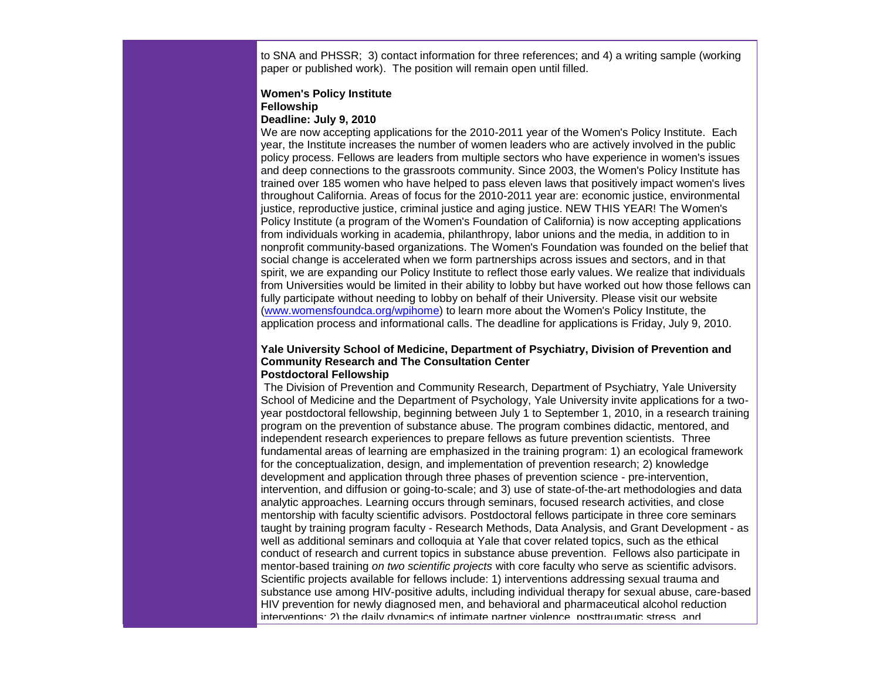to SNA and PHSSR; 3) contact information for three references; and 4) a writing sample (working paper or published work). The position will remain open until filled.

**Women's Policy Institute**
**Fellowship**
**Deadline: July 9, 2010**

We are now accepting applications for the 2010-2011 year of the Women's Policy Institute. Each year, the Institute increases the number of women leaders who are actively involved in the public policy process. Fellows are leaders from multiple sectors who have experience in women's issues and deep connections to the grassroots community. Since 2003, the Women's Policy Institute has trained over 185 women who have helped to pass eleven laws that positively impact women's lives throughout California. Areas of focus for the 2010-2011 year are: economic justice, environmental justice, reproductive justice, criminal justice and aging justice. NEW THIS YEAR! The Women's Policy Institute (a program of the Women's Foundation of California) is now accepting applications from individuals working in academia, philanthropy, labor unions and the media, in addition to in nonprofit community-based organizations. The Women's Foundation was founded on the belief that social change is accelerated when we form partnerships across issues and sectors, and in that spirit, we are expanding our Policy Institute to reflect those early values. We realize that individuals from Universities would be limited in their ability to lobby but have worked out how those fellows can fully participate without needing to lobby on behalf of their University. Please visit our website ([www.womensfoundca.org/wpihome](www.womensfoundca.org/wpihome)) to learn more about the Women's Policy Institute, the application process and informational calls. The deadline for applications is Friday, July 9, 2010.

**Yale University School of Medicine, Department of Psychiatry, Division of Prevention and Community Research and The Consultation Center**
**Postdoctoral Fellowship**

The Division of Prevention and Community Research, Department of Psychiatry, Yale University School of Medicine and the Department of Psychology, Yale University invite applications for a two-year postdoctoral fellowship, beginning between July 1 to September 1, 2010, in a research training program on the prevention of substance abuse. The program combines didactic, mentored, and independent research experiences to prepare fellows as future prevention scientists. Three fundamental areas of learning are emphasized in the training program: 1) an ecological framework for the conceptualization, design, and implementation of prevention research; 2) knowledge development and application through three phases of prevention science - pre-intervention, intervention, and diffusion or going-to-scale; and 3) use of state-of-the-art methodologies and data analytic approaches. Learning occurs through seminars, focused research activities, and close mentorship with faculty scientific advisors. Postdoctoral fellows participate in three core seminars taught by training program faculty - Research Methods, Data Analysis, and Grant Development - as well as additional seminars and colloquia at Yale that cover related topics, such as the ethical conduct of research and current topics in substance abuse prevention. Fellows also participate in mentor-based training *on two scientific projects* with core faculty who serve as scientific advisors. Scientific projects available for fellows include: 1) interventions addressing sexual trauma and substance use among HIV-positive adults, including individual therapy for sexual abuse, care-based HIV prevention for newly diagnosed men, and behavioral and pharmaceutical alcohol reduction interventions; 2) the daily dynamics of intimate partner violence, posttraumatic stress, and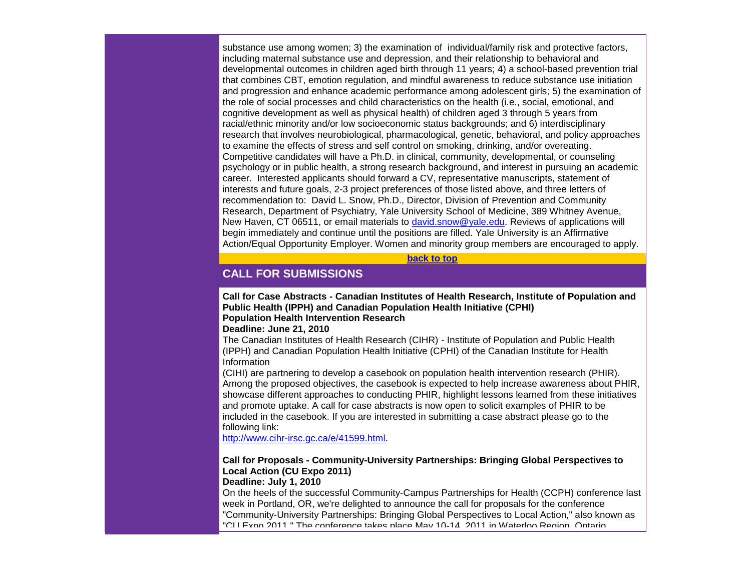substance use among women; 3) the examination of individual/family risk and protective factors, including maternal substance use and depression, and their relationship to behavioral and developmental outcomes in children aged birth through 11 years; 4) a school-based prevention trial that combines CBT, emotion regulation, and mindful awareness to reduce substance use initiation and progression and enhance academic performance among adolescent girls; 5) the examination of the role of social processes and child characteristics on the health (i.e., social, emotional, and cognitive development as well as physical health) of children aged 3 through 5 years from racial/ethnic minority and/or low socioeconomic status backgrounds; and 6) interdisciplinary research that involves neurobiological, pharmacological, genetic, behavioral, and policy approaches to examine the effects of stress and self control on smoking, drinking, and/or overeating. Competitive candidates will have a Ph.D. in clinical, community, developmental, or counseling psychology or in public health, a strong research background, and interest in pursuing an academic career. Interested applicants should forward a CV, representative manuscripts, statement of interests and future goals, 2-3 project preferences of those listed above, and three letters of recommendation to: David L. Snow, Ph.D., Director, Division of Prevention and Community Research, Department of Psychiatry, Yale University School of Medicine, 389 Whitney Avenue, New Haven, CT 06511, or email materials to [david.snow@yale.edu](mailto:david.snow@yale.edu). Reviews of applications will begin immediately and continue until the positions are filled. Yale University is an Affirmative Action/Equal Opportunity Employer. Women and minority group members are encouraged to apply.

**back to top**

## CALL FOR SUBMISSIONS

**Call for Case Abstracts - Canadian Institutes of Health Research, Institute of Population and Public Health (IPPH) and Canadian Population Health Initiative (CPHI)**
**Population Health Intervention Research**
**Deadline: June 21, 2010**

The Canadian Institutes of Health Research (CIHR) - Institute of Population and Public Health (IPPH) and Canadian Population Health Initiative (CPHI) of the Canadian Institute for Health Information

(CIHI) are partnering to develop a casebook on population health intervention research (PHIR). Among the proposed objectives, the casebook is expected to help increase awareness about PHIR, showcase different approaches to conducting PHIR, highlight lessons learned from these initiatives and promote uptake. A call for case abstracts is now open to solicit examples of PHIR to be included in the casebook. If you are interested in submitting a case abstract please go to the following link:
[http://www.cihr-irsc.gc.ca/e/41599.html](http://www.cihr-irsc.gc.ca/e/41599.html).

**Call for Proposals - Community-University Partnerships: Bringing Global Perspectives to Local Action (CU Expo 2011)**
**Deadline: July 1, 2010**

On the heels of the successful Community-Campus Partnerships for Health (CCPH) conference last week in Portland, OR, we're delighted to announce the call for proposals for the conference "Community-University Partnerships: Bringing Global Perspectives to Local Action," also known as "CU Expo 2011." The conference takes place May 10-14, 2011 in Waterloo Region, Ontario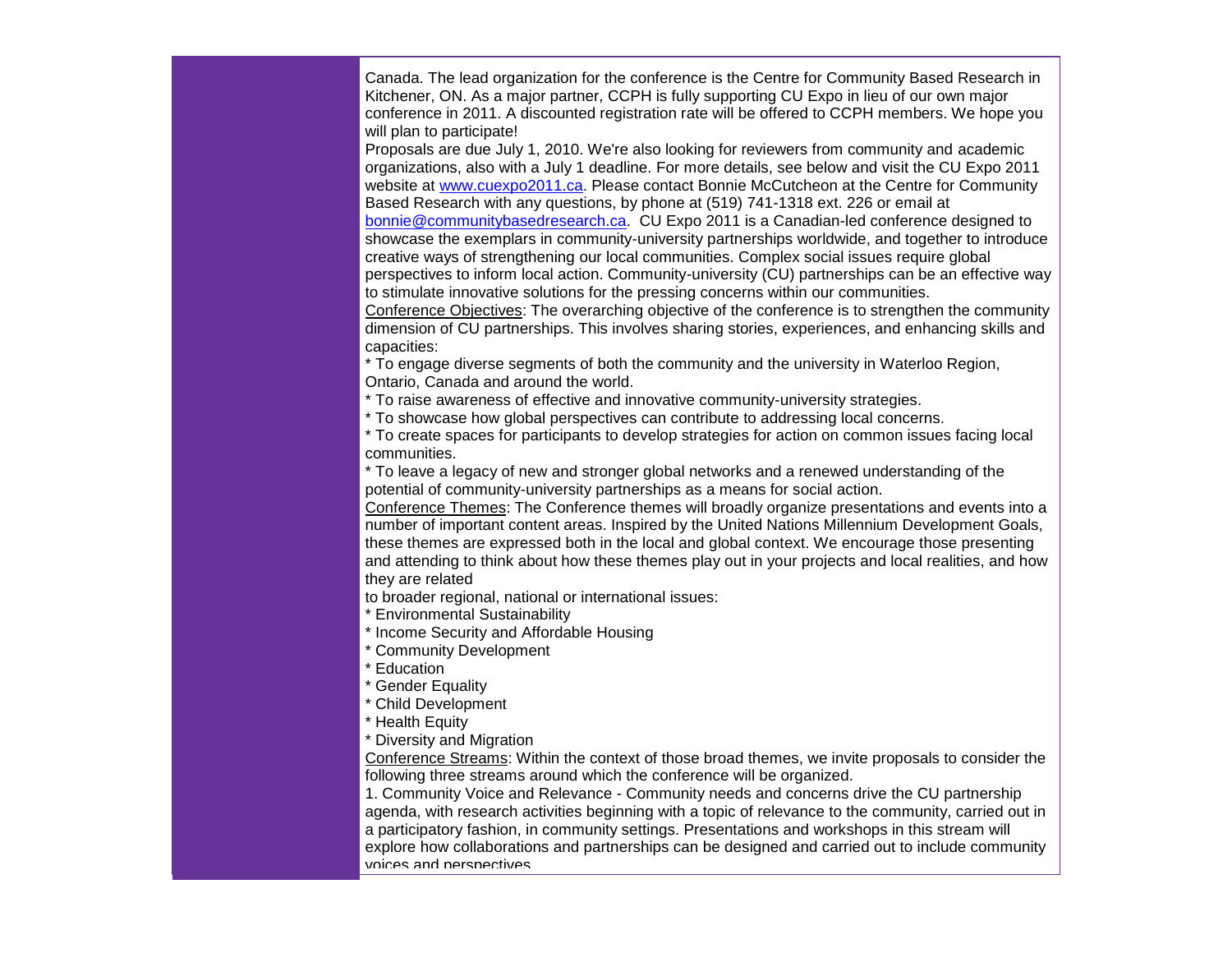Canada. The lead organization for the conference is the Centre for Community Based Research in Kitchener, ON. As a major partner, CCPH is fully supporting CU Expo in lieu of our own major conference in 2011. A discounted registration rate will be offered to CCPH members. We hope you will plan to participate!

Proposals are due July 1, 2010. We're also looking for reviewers from community and academic organizations, also with a July 1 deadline. For more details, see below and visit the CU Expo 2011 website at [www.cuexpo2011.ca](http://www.cuexpo2011.ca). Please contact Bonnie McCutcheon at the Centre for Community Based Research with any questions, by phone at (519) 741-1318 ext. 226 or email at [bonnie@communitybasedresearch.ca](mailto:bonnie@communitybasedresearch.ca). CU Expo 2011 is a Canadian-led conference designed to showcase the exemplars in community-university partnerships worldwide, and together to introduce creative ways of strengthening our local communities. Complex social issues require global perspectives to inform local action. Community-university (CU) partnerships can be an effective way to stimulate innovative solutions for the pressing concerns within our communities.

Conference Objectives: The overarching objective of the conference is to strengthen the community dimension of CU partnerships. This involves sharing stories, experiences, and enhancing skills and capacities:

* To engage diverse segments of both the community and the university in Waterloo Region, Ontario, Canada and around the world.
* To raise awareness of effective and innovative community-university strategies.
* To showcase how global perspectives can contribute to addressing local concerns.
* To create spaces for participants to develop strategies for action on common issues facing local communities.
* To leave a legacy of new and stronger global networks and a renewed understanding of the potential of community-university partnerships as a means for social action.

Conference Themes: The Conference themes will broadly organize presentations and events into a number of important content areas. Inspired by the United Nations Millennium Development Goals, these themes are expressed both in the local and global context. We encourage those presenting and attending to think about how these themes play out in your projects and local realities, and how they are related
to broader regional, national or international issues:

* Environmental Sustainability
* Income Security and Affordable Housing
* Community Development
* Education
* Gender Equality
* Child Development
* Health Equity
* Diversity and Migration

Conference Streams: Within the context of those broad themes, we invite proposals to consider the following three streams around which the conference will be organized.

1. Community Voice and Relevance - Community needs and concerns drive the CU partnership agenda, with research activities beginning with a topic of relevance to the community, carried out in a participatory fashion, in community settings. Presentations and workshops in this stream will explore how collaborations and partnerships can be designed and carried out to include community voices and perspectives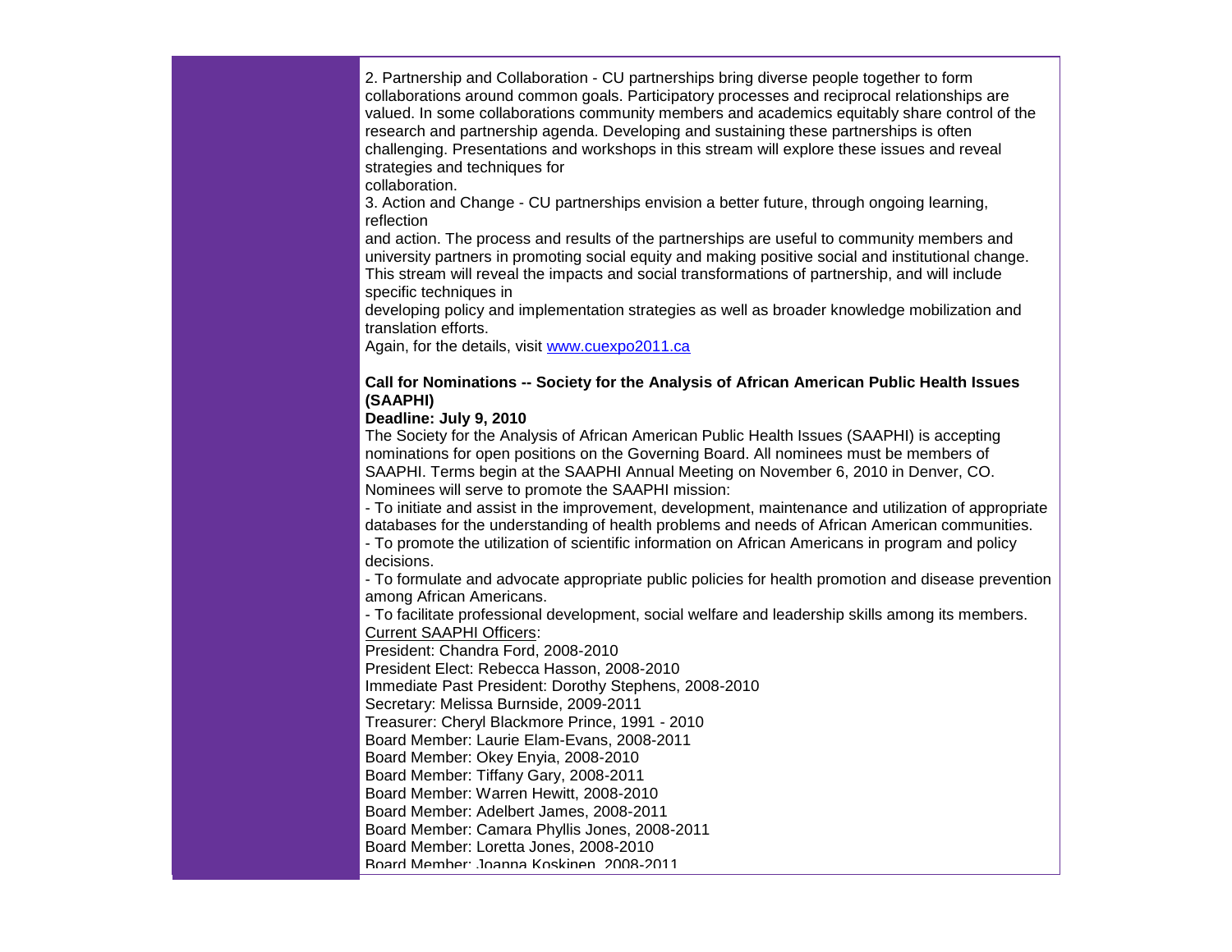2. Partnership and Collaboration - CU partnerships bring diverse people together to form collaborations around common goals. Participatory processes and reciprocal relationships are valued. In some collaborations community members and academics equitably share control of the research and partnership agenda. Developing and sustaining these partnerships is often challenging. Presentations and workshops in this stream will explore these issues and reveal strategies and techniques for collaboration.

3. Action and Change - CU partnerships envision a better future, through ongoing learning, reflection and action. The process and results of the partnerships are useful to community members and university partners in promoting social equity and making positive social and institutional change. This stream will reveal the impacts and social transformations of partnership, and will include specific techniques in developing policy and implementation strategies as well as broader knowledge mobilization and translation efforts.

Again, for the details, visit [www.cuexpo2011.ca](http://www.cuexpo2011.ca)

**Call for Nominations -- Society for the Analysis of African American Public Health Issues (SAAPHI)**

**Deadline: July 9, 2010**

The Society for the Analysis of African American Public Health Issues (SAAPHI) is accepting nominations for open positions on the Governing Board. All nominees must be members of SAAPHI. Terms begin at the SAAPHI Annual Meeting on November 6, 2010 in Denver, CO. Nominees will serve to promote the SAAPHI mission:

- To initiate and assist in the improvement, development, maintenance and utilization of appropriate databases for the understanding of health problems and needs of African American communities.
- To promote the utilization of scientific information on African Americans in program and policy decisions.
- To formulate and advocate appropriate public policies for health promotion and disease prevention among African Americans.
- To facilitate professional development, social welfare and leadership skills among its members.

Current SAAPHI Officers:

President: Chandra Ford, 2008-2010
President Elect: Rebecca Hasson, 2008-2010
Immediate Past President: Dorothy Stephens, 2008-2010
Secretary: Melissa Burnside, 2009-2011
Treasurer: Cheryl Blackmore Prince, 1991 - 2010
Board Member: Laurie Elam-Evans, 2008-2011
Board Member: Okey Enyia, 2008-2010
Board Member: Tiffany Gary, 2008-2011
Board Member: Warren Hewitt, 2008-2010
Board Member: Adelbert James, 2008-2011
Board Member: Camara Phyllis Jones, 2008-2011
Board Member: Loretta Jones, 2008-2010
Board Member: Joanna Koskinen, 2008-2011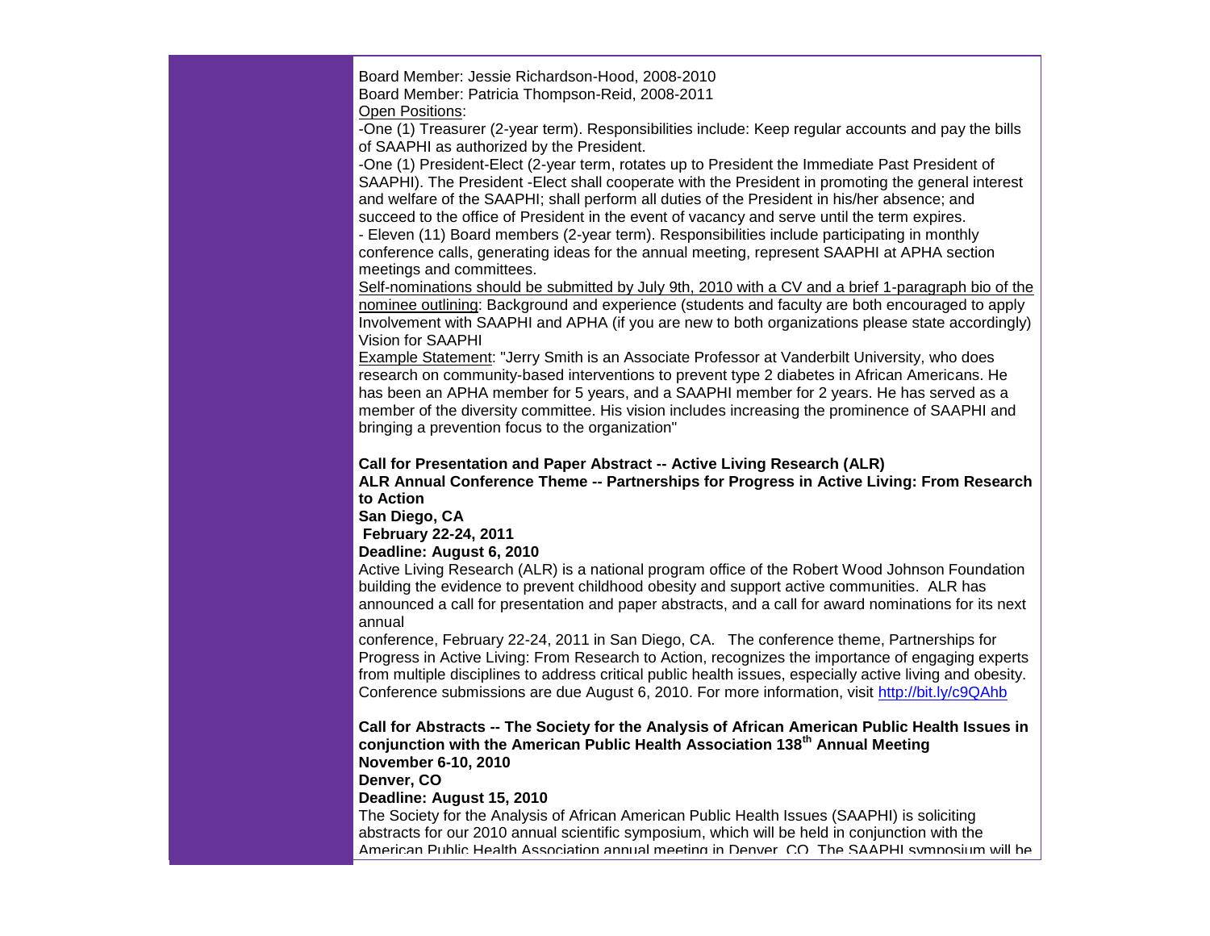Board Member: Jessie Richardson-Hood, 2008-2010
Board Member: Patricia Thompson-Reid, 2008-2011
Open Positions:
-One (1) Treasurer (2-year term). Responsibilities include: Keep regular accounts and pay the bills of SAAPHI as authorized by the President.
-One (1) President-Elect (2-year term, rotates up to President the Immediate Past President of SAAPHI). The President -Elect shall cooperate with the President in promoting the general interest and welfare of the SAAPHI; shall perform all duties of the President in his/her absence; and succeed to the office of President in the event of vacancy and serve until the term expires.
- Eleven (11) Board members (2-year term). Responsibilities include participating in monthly conference calls, generating ideas for the annual meeting, represent SAAPHI at APHA section meetings and committees.
Self-nominations should be submitted by July 9th, 2010 with a CV and a brief 1-paragraph bio of the nominee outlining: Background and experience (students and faculty are both encouraged to apply Involvement with SAAPHI and APHA (if you are new to both organizations please state accordingly) Vision for SAAPHI
Example Statement: "Jerry Smith is an Associate Professor at Vanderbilt University, who does research on community-based interventions to prevent type 2 diabetes in African Americans. He has been an APHA member for 5 years, and a SAAPHI member for 2 years. He has served as a member of the diversity committee. His vision includes increasing the prominence of SAAPHI and bringing a prevention focus to the organization"

**Call for Presentation and Paper Abstract -- Active Living Research (ALR)**
**ALR Annual Conference Theme -- Partnerships for Progress in Active Living: From Research to Action**
**San Diego, CA**
**February 22-24, 2011**
**Deadline: August 6, 2010**
Active Living Research (ALR) is a national program office of the Robert Wood Johnson Foundation building the evidence to prevent childhood obesity and support active communities. ALR has announced a call for presentation and paper abstracts, and a call for award nominations for its next annual
conference, February 22-24, 2011 in San Diego, CA. The conference theme, Partnerships for Progress in Active Living: From Research to Action, recognizes the importance of engaging experts from multiple disciplines to address critical public health issues, especially active living and obesity. Conference submissions are due August 6, 2010. For more information, visit http://bit.ly/c9QAhb

**Call for Abstracts -- The Society for the Analysis of African American Public Health Issues in conjunction with the American Public Health Association 138th Annual Meeting**
**November 6-10, 2010**
**Denver, CO**
**Deadline: August 15, 2010**
The Society for the Analysis of African American Public Health Issues (SAAPHI) is soliciting abstracts for our 2010 annual scientific symposium, which will be held in conjunction with the American Public Health Association annual meeting in Denver, CO. The SAAPHI symposium will be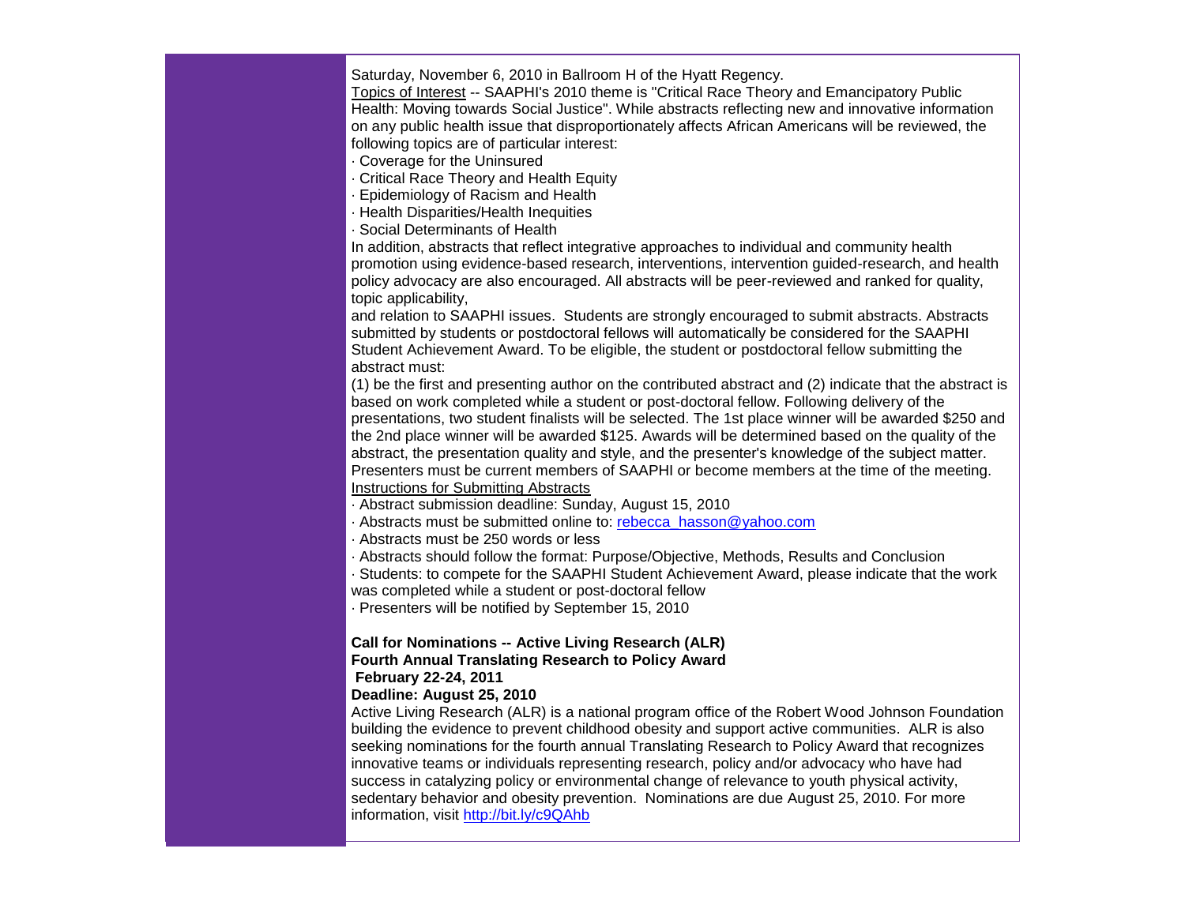Saturday, November 6, 2010 in Ballroom H of the Hyatt Regency.

Topics of Interest -- SAAPHI's 2010 theme is "Critical Race Theory and Emancipatory Public Health: Moving towards Social Justice". While abstracts reflecting new and innovative information on any public health issue that disproportionately affects African Americans will be reviewed, the following topics are of particular interest:

· Coverage for the Uninsured
· Critical Race Theory and Health Equity
· Epidemiology of Racism and Health
· Health Disparities/Health Inequities
· Social Determinants of Health

In addition, abstracts that reflect integrative approaches to individual and community health promotion using evidence-based research, interventions, intervention guided-research, and health policy advocacy are also encouraged. All abstracts will be peer-reviewed and ranked for quality, topic applicability,
and relation to SAAPHI issues. Students are strongly encouraged to submit abstracts. Abstracts submitted by students or postdoctoral fellows will automatically be considered for the SAAPHI Student Achievement Award. To be eligible, the student or postdoctoral fellow submitting the abstract must:
(1) be the first and presenting author on the contributed abstract and (2) indicate that the abstract is based on work completed while a student or post-doctoral fellow. Following delivery of the presentations, two student finalists will be selected. The 1st place winner will be awarded $250 and the 2nd place winner will be awarded $125. Awards will be determined based on the quality of the abstract, the presentation quality and style, and the presenter's knowledge of the subject matter. Presenters must be current members of SAAPHI or become members at the time of the meeting.

Instructions for Submitting Abstracts

· Abstract submission deadline: Sunday, August 15, 2010
· Abstracts must be submitted online to: rebecca_hasson@yahoo.com
· Abstracts must be 250 words or less
· Abstracts should follow the format: Purpose/Objective, Methods, Results and Conclusion
· Students: to compete for the SAAPHI Student Achievement Award, please indicate that the work was completed while a student or post-doctoral fellow
· Presenters will be notified by September 15, 2010

**Call for Nominations -- Active Living Research (ALR)**
**Fourth Annual Translating Research to Policy Award**
**February 22-24, 2011**
**Deadline: August 25, 2010**

Active Living Research (ALR) is a national program office of the Robert Wood Johnson Foundation building the evidence to prevent childhood obesity and support active communities. ALR is also seeking nominations for the fourth annual Translating Research to Policy Award that recognizes innovative teams or individuals representing research, policy and/or advocacy who have had success in catalyzing policy or environmental change of relevance to youth physical activity, sedentary behavior and obesity prevention. Nominations are due August 25, 2010. For more information, visit http://bit.ly/c9QAhb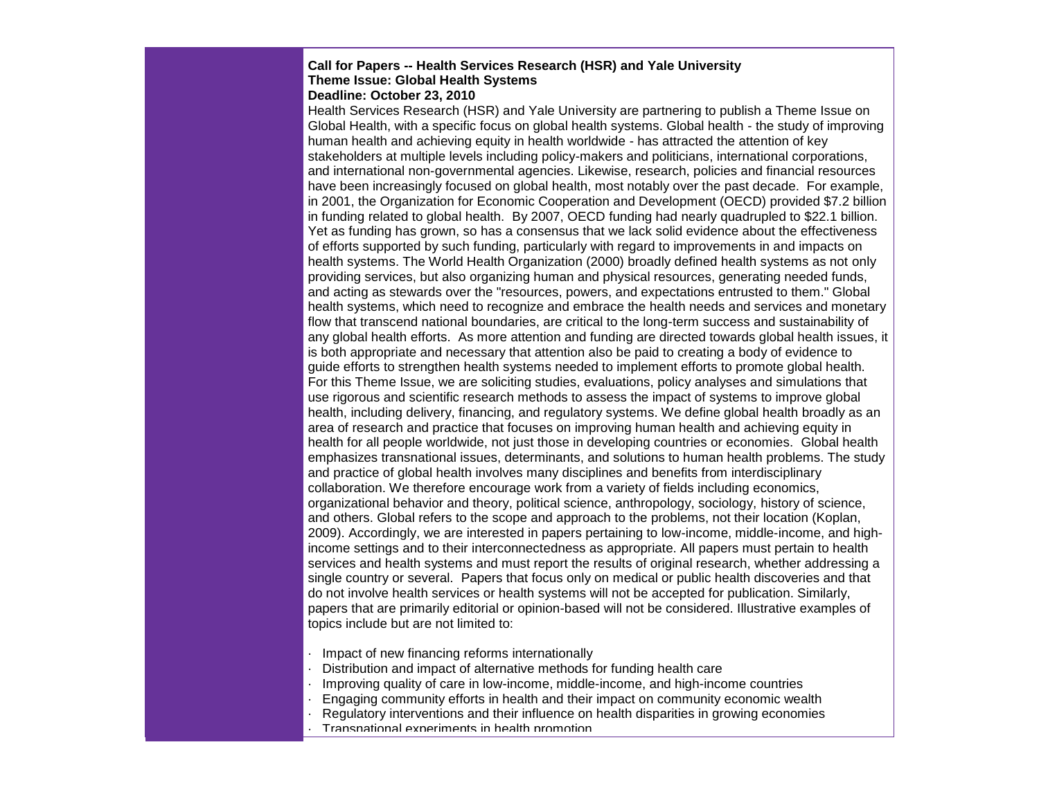**Call for Papers -- Health Services Research (HSR) and Yale University**
**Theme Issue: Global Health Systems**
**Deadline: October 23, 2010**

Health Services Research (HSR) and Yale University are partnering to publish a Theme Issue on Global Health, with a specific focus on global health systems. Global health - the study of improving human health and achieving equity in health worldwide - has attracted the attention of key stakeholders at multiple levels including policy-makers and politicians, international corporations, and international non-governmental agencies. Likewise, research, policies and financial resources have been increasingly focused on global health, most notably over the past decade. For example, in 2001, the Organization for Economic Cooperation and Development (OECD) provided $7.2 billion in funding related to global health. By 2007, OECD funding had nearly quadrupled to $22.1 billion. Yet as funding has grown, so has a consensus that we lack solid evidence about the effectiveness of efforts supported by such funding, particularly with regard to improvements in and impacts on health systems. The World Health Organization (2000) broadly defined health systems as not only providing services, but also organizing human and physical resources, generating needed funds, and acting as stewards over the "resources, powers, and expectations entrusted to them." Global health systems, which need to recognize and embrace the health needs and services and monetary flow that transcend national boundaries, are critical to the long-term success and sustainability of any global health efforts. As more attention and funding are directed towards global health issues, it is both appropriate and necessary that attention also be paid to creating a body of evidence to guide efforts to strengthen health systems needed to implement efforts to promote global health. For this Theme Issue, we are soliciting studies, evaluations, policy analyses and simulations that use rigorous and scientific research methods to assess the impact of systems to improve global health, including delivery, financing, and regulatory systems. We define global health broadly as an area of research and practice that focuses on improving human health and achieving equity in health for all people worldwide, not just those in developing countries or economies. Global health emphasizes transnational issues, determinants, and solutions to human health problems. The study and practice of global health involves many disciplines and benefits from interdisciplinary collaboration. We therefore encourage work from a variety of fields including economics, organizational behavior and theory, political science, anthropology, sociology, history of science, and others. Global refers to the scope and approach to the problems, not their location (Koplan, 2009). Accordingly, we are interested in papers pertaining to low-income, middle-income, and high-income settings and to their interconnectedness as appropriate. All papers must pertain to health services and health systems and must report the results of original research, whether addressing a single country or several. Papers that focus only on medical or public health discoveries and that do not involve health services or health systems will not be accepted for publication. Similarly, papers that are primarily editorial or opinion-based will not be considered. Illustrative examples of topics include but are not limited to:

- Impact of new financing reforms internationally
- Distribution and impact of alternative methods for funding health care
- Improving quality of care in low-income, middle-income, and high-income countries
- Engaging community efforts in health and their impact on community economic wealth
- Regulatory interventions and their influence on health disparities in growing economies
- Transnational experiments in health promotion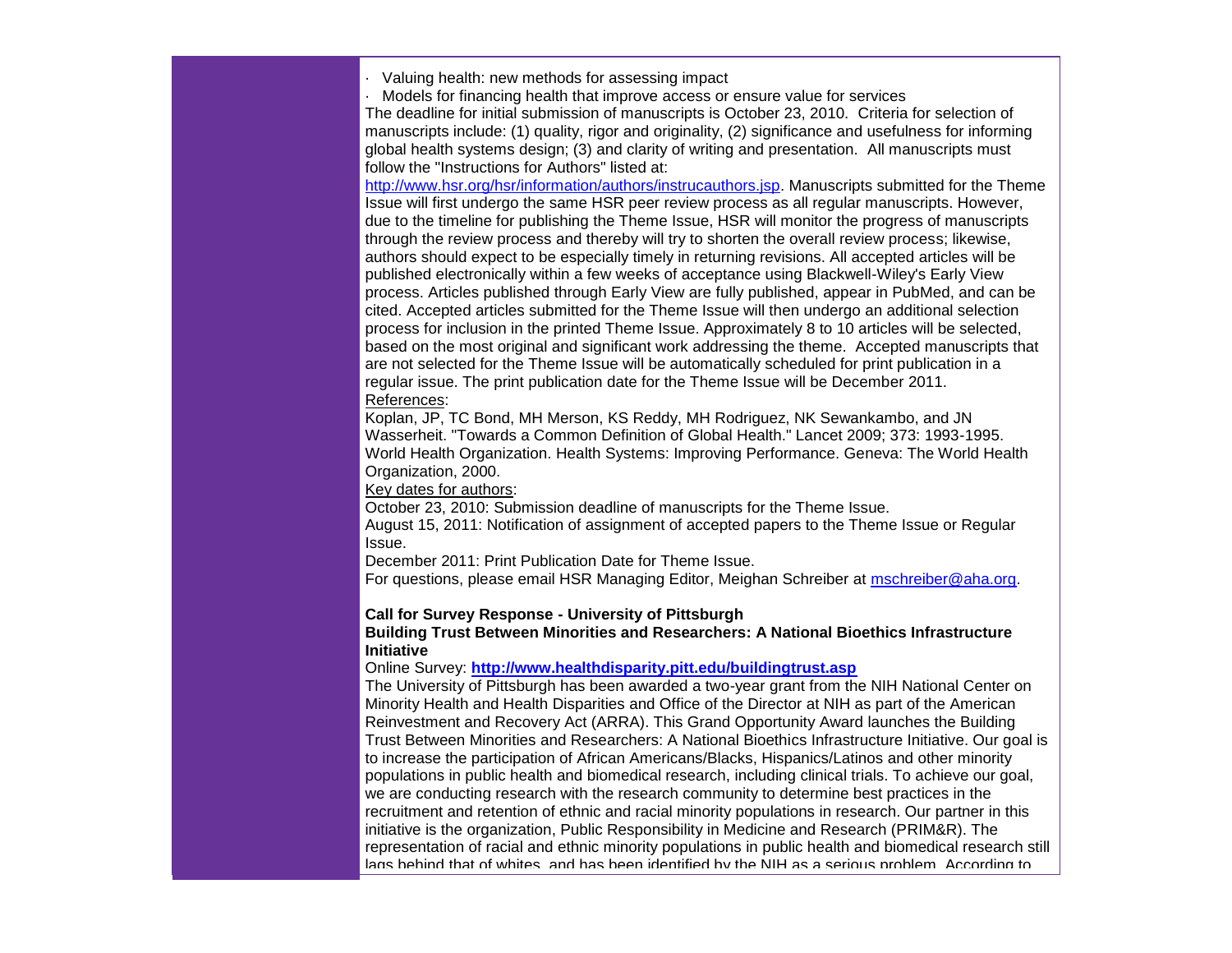· Valuing health: new methods for assessing impact

· Models for financing health that improve access or ensure value for services

The deadline for initial submission of manuscripts is October 23, 2010. Criteria for selection of manuscripts include: (1) quality, rigor and originality, (2) significance and usefulness for informing global health systems design; (3) and clarity of writing and presentation. All manuscripts must follow the "Instructions for Authors" listed at: [http://www.hsr.org/hsr/information/authors/instrucauthors.jsp](http://www.hsr.org/hsr/information/authors/instrucauthors.jsp). Manuscripts submitted for the Theme Issue will first undergo the same HSR peer review process as all regular manuscripts. However, due to the timeline for publishing the Theme Issue, HSR will monitor the progress of manuscripts through the review process and thereby will try to shorten the overall review process; likewise, authors should expect to be especially timely in returning revisions. All accepted articles will be published electronically within a few weeks of acceptance using Blackwell-Wiley's Early View process. Articles published through Early View are fully published, appear in PubMed, and can be cited. Accepted articles submitted for the Theme Issue will then undergo an additional selection process for inclusion in the printed Theme Issue. Approximately 8 to 10 articles will be selected, based on the most original and significant work addressing the theme. Accepted manuscripts that are not selected for the Theme Issue will be automatically scheduled for print publication in a regular issue. The print publication date for the Theme Issue will be December 2011.

References:

Koplan, JP, TC Bond, MH Merson, KS Reddy, MH Rodriguez, NK Sewankambo, and JN Wasserheit. "Towards a Common Definition of Global Health." Lancet 2009; 373: 1993-1995.

World Health Organization. Health Systems: Improving Performance. Geneva: The World Health Organization, 2000.

Key dates for authors:

October 23, 2010: Submission deadline of manuscripts for the Theme Issue.

August 15, 2011: Notification of assignment of accepted papers to the Theme Issue or Regular Issue.

December 2011: Print Publication Date for Theme Issue.

For questions, please email HSR Managing Editor, Meighan Schreiber at [mschreiber@aha.org](mailto:mschreiber@aha.org).

**Call for Survey Response - University of Pittsburgh**

**Building Trust Between Minorities and Researchers: A National Bioethics Infrastructure Initiative**

Online Survey: **[http://www.healthdisparity.pitt.edu/buildingtrust.asp](http://www.healthdisparity.pitt.edu/buildingtrust.asp)**

The University of Pittsburgh has been awarded a two-year grant from the NIH National Center on Minority Health and Health Disparities and Office of the Director at NIH as part of the American Reinvestment and Recovery Act (ARRA). This Grand Opportunity Award launches the Building Trust Between Minorities and Researchers: A National Bioethics Infrastructure Initiative. Our goal is to increase the participation of African Americans/Blacks, Hispanics/Latinos and other minority populations in public health and biomedical research, including clinical trials. To achieve our goal, we are conducting research with the research community to determine best practices in the recruitment and retention of ethnic and racial minority populations in research. Our partner in this initiative is the organization, Public Responsibility in Medicine and Research (PRIM&R). The representation of racial and ethnic minority populations in public health and biomedical research still lags behind that of whites, and has been identified by the NIH as a serious problem. According to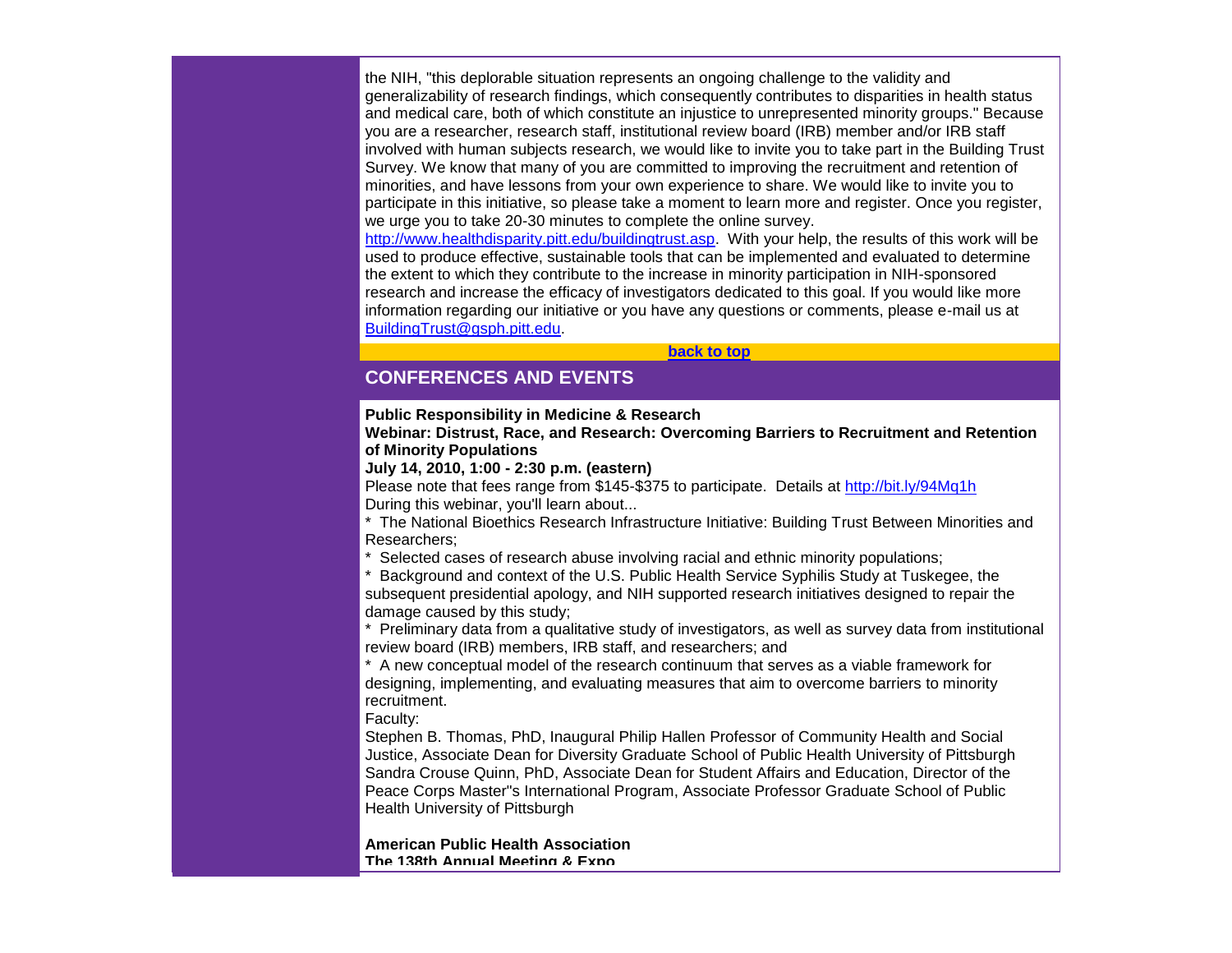the NIH, "this deplorable situation represents an ongoing challenge to the validity and generalizability of research findings, which consequently contributes to disparities in health status and medical care, both of which constitute an injustice to unrepresented minority groups." Because you are a researcher, research staff, institutional review board (IRB) member and/or IRB staff involved with human subjects research, we would like to invite you to take part in the Building Trust Survey. We know that many of you are committed to improving the recruitment and retention of minorities, and have lessons from your own experience to share. We would like to invite you to participate in this initiative, so please take a moment to learn more and register. Once you register, we urge you to take 20-30 minutes to complete the online survey. http://www.healthdisparity.pitt.edu/buildingtrust.asp. With your help, the results of this work will be used to produce effective, sustainable tools that can be implemented and evaluated to determine the extent to which they contribute to the increase in minority participation in NIH-sponsored research and increase the efficacy of investigators dedicated to this goal. If you would like more information regarding our initiative or you have any questions or comments, please e-mail us at BuildingTrust@gsph.pitt.edu.

**back to top**

## CONFERENCES AND EVENTS

**Public Responsibility in Medicine & Research**
**Webinar: Distrust, Race, and Research: Overcoming Barriers to Recruitment and Retention of Minority Populations**
**July 14, 2010, 1:00 - 2:30 p.m. (eastern)**

Please note that fees range from $145-$375 to participate. Details at http://bit.ly/94Mq1h
During this webinar, you'll learn about...

* The National Bioethics Research Infrastructure Initiative: Building Trust Between Minorities and Researchers;
* Selected cases of research abuse involving racial and ethnic minority populations;
* Background and context of the U.S. Public Health Service Syphilis Study at Tuskegee, the subsequent presidential apology, and NIH supported research initiatives designed to repair the damage caused by this study;
* Preliminary data from a qualitative study of investigators, as well as survey data from institutional review board (IRB) members, IRB staff, and researchers; and
* A new conceptual model of the research continuum that serves as a viable framework for designing, implementing, and evaluating measures that aim to overcome barriers to minority recruitment.

Faculty:
Stephen B. Thomas, PhD, Inaugural Philip Hallen Professor of Community Health and Social Justice, Associate Dean for Diversity Graduate School of Public Health University of Pittsburgh
Sandra Crouse Quinn, PhD, Associate Dean for Student Affairs and Education, Director of the Peace Corps Master"s International Program, Associate Professor Graduate School of Public Health University of Pittsburgh

**American Public Health Association**
**The 138th Annual Meeting & Expo**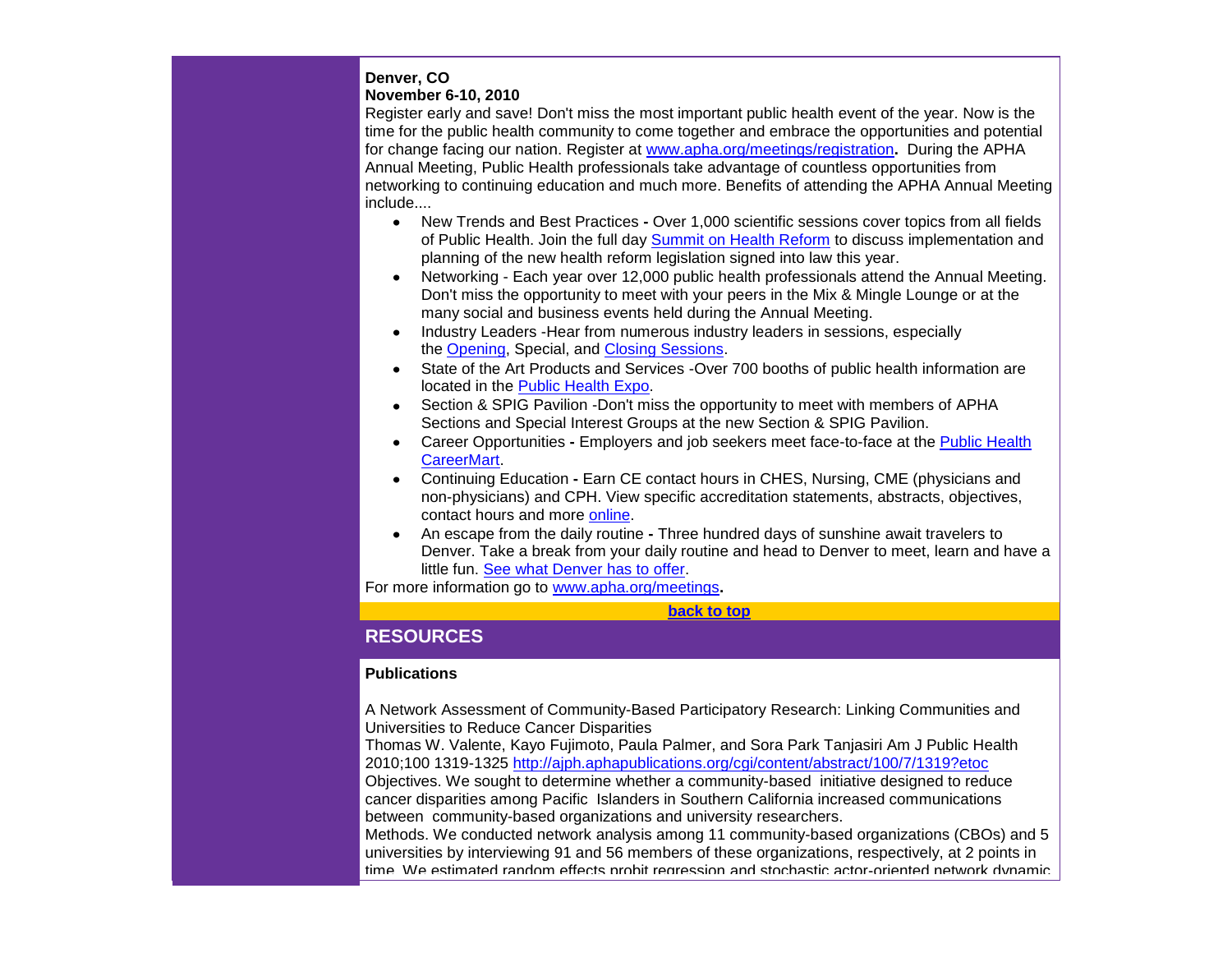**Denver, CO**
**November 6-10, 2010**

Register early and save! Don't miss the most important public health event of the year. Now is the time for the public health community to come together and embrace the opportunities and potential for change facing our nation. Register at www.apha.org/meetings/registration**.** During the APHA Annual Meeting, Public Health professionals take advantage of countless opportunities from networking to continuing education and much more. Benefits of attending the APHA Annual Meeting include....

- New Trends and Best Practices **-** Over 1,000 scientific sessions cover topics from all fields of Public Health. Join the full day Summit on Health Reform to discuss implementation and planning of the new health reform legislation signed into law this year.
- Networking - Each year over 12,000 public health professionals attend the Annual Meeting. Don't miss the opportunity to meet with your peers in the Mix & Mingle Lounge or at the many social and business events held during the Annual Meeting.
- Industry Leaders -Hear from numerous industry leaders in sessions, especially the Opening, Special, and Closing Sessions.
- State of the Art Products and Services -Over 700 booths of public health information are located in the Public Health Expo.
- Section & SPIG Pavilion -Don't miss the opportunity to meet with members of APHA Sections and Special Interest Groups at the new Section & SPIG Pavilion.
- Career Opportunities **-** Employers and job seekers meet face-to-face at the Public Health CareerMart.
- Continuing Education **-** Earn CE contact hours in CHES, Nursing, CME (physicians and non-physicians) and CPH. View specific accreditation statements, abstracts, objectives, contact hours and more online.
- An escape from the daily routine **-** Three hundred days of sunshine await travelers to Denver. Take a break from your daily routine and head to Denver to meet, learn and have a little fun. See what Denver has to offer.

For more information go to www.apha.org/meetings**.**

**back to top**

## RESOURCES

**Publications**

A Network Assessment of Community-Based Participatory Research: Linking Communities and Universities to Reduce Cancer Disparities
Thomas W. Valente, Kayo Fujimoto, Paula Palmer, and Sora Park Tanjasiri Am J Public Health 2010;100 1319-1325 http://ajph.aphapublications.org/cgi/content/abstract/100/7/1319?etoc
Objectives. We sought to determine whether a community-based initiative designed to reduce cancer disparities among Pacific Islanders in Southern California increased communications between community-based organizations and university researchers.
Methods. We conducted network analysis among 11 community-based organizations (CBOs) and 5 universities by interviewing 91 and 56 members of these organizations, respectively, at 2 points in time. We estimated random effects probit regression and stochastic actor-oriented network dynamic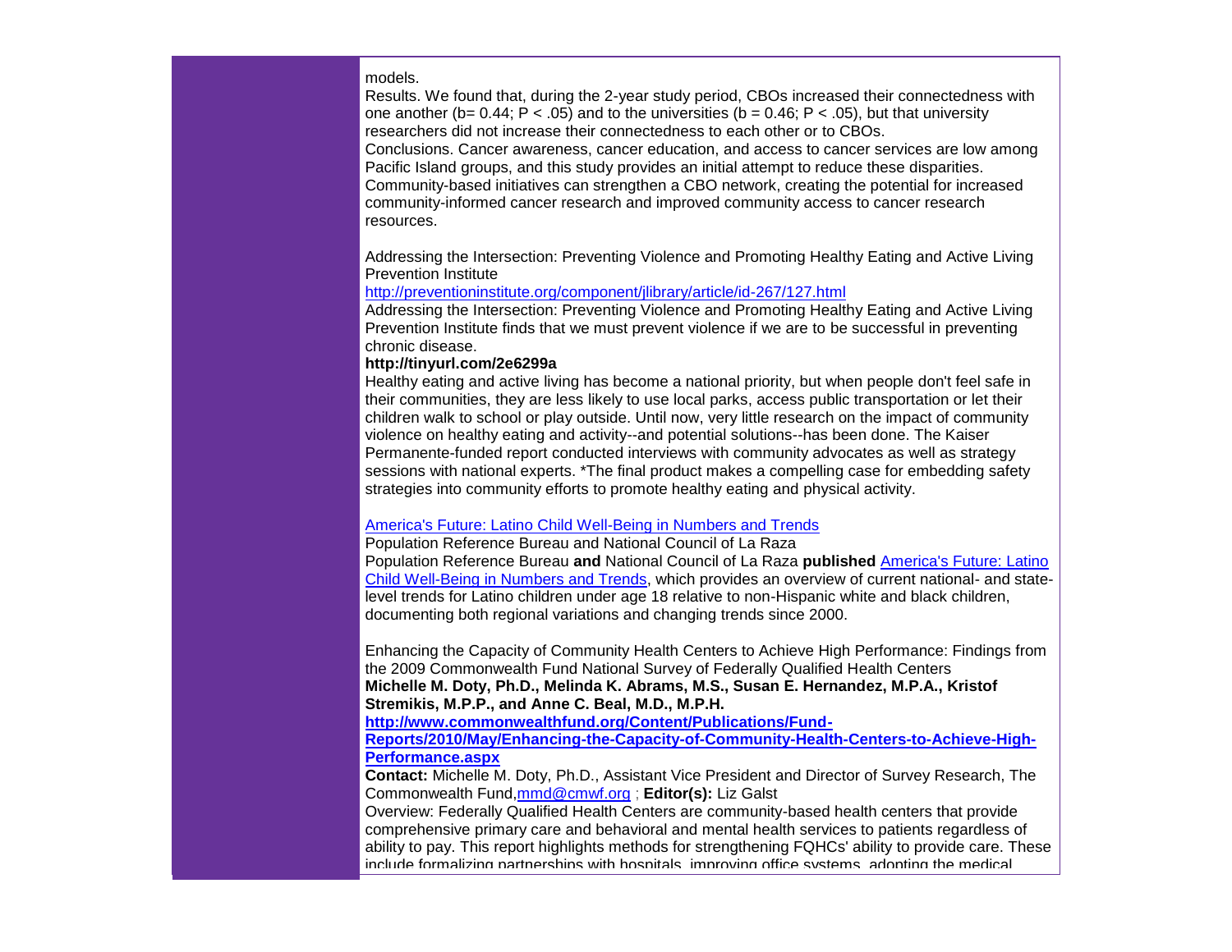models.

Results. We found that, during the 2-year study period, CBOs increased their connectedness with one another ($b = 0.44$; $P < .05$) and to the universities ($b = 0.46$; $P < .05$), but that university researchers did not increase their connectedness to each other or to CBOs.

Conclusions. Cancer awareness, cancer education, and access to cancer services are low among Pacific Island groups, and this study provides an initial attempt to reduce these disparities. Community-based initiatives can strengthen a CBO network, creating the potential for increased community-informed cancer research and improved community access to cancer research resources.

Addressing the Intersection: Preventing Violence and Promoting Healthy Eating and Active Living
Prevention Institute
http://preventioninstitute.org/component/jlibrary/article/id-267/127.html
Addressing the Intersection: Preventing Violence and Promoting Healthy Eating and Active Living
Prevention Institute finds that we must prevent violence if we are to be successful in preventing chronic disease.
**http://tinyurl.com/2e6299a**
Healthy eating and active living has become a national priority, but when people don't feel safe in their communities, they are less likely to use local parks, access public transportation or let their children walk to school or play outside. Until now, very little research on the impact of community violence on healthy eating and activity--and potential solutions--has been done. The Kaiser Permanente-funded report conducted interviews with community advocates as well as strategy sessions with national experts. *The final product makes a compelling case for embedding safety strategies into community efforts to promote healthy eating and physical activity.

America's Future: Latino Child Well-Being in Numbers and Trends
Population Reference Bureau and National Council of La Raza
Population Reference Bureau **and** National Council of La Raza **published** America's Future: Latino Child Well-Being in Numbers and Trends, which provides an overview of current national- and state-level trends for Latino children under age 18 relative to non-Hispanic white and black children, documenting both regional variations and changing trends since 2000.

Enhancing the Capacity of Community Health Centers to Achieve High Performance: Findings from the 2009 Commonwealth Fund National Survey of Federally Qualified Health Centers
**Michelle M. Doty, Ph.D., Melinda K. Abrams, M.S., Susan E. Hernandez, M.P.A., Kristof Stremikis, M.P.P., and Anne C. Beal, M.D., M.P.H.**
**http://www.commonwealthfund.org/Content/Publications/Fund-Reports/2010/May/Enhancing-the-Capacity-of-Community-Health-Centers-to-Achieve-High-Performance.aspx**
**Contact:** Michelle M. Doty, Ph.D., Assistant Vice President and Director of Survey Research, The Commonwealth Fund, mmd@cmwf.org ; **Editor(s):** Liz Galst
Overview: Federally Qualified Health Centers are community-based health centers that provide comprehensive primary care and behavioral and mental health services to patients regardless of ability to pay. This report highlights methods for strengthening FQHCs' ability to provide care. These include formalizing partnerships with hospitals, improving office systems, adopting the medical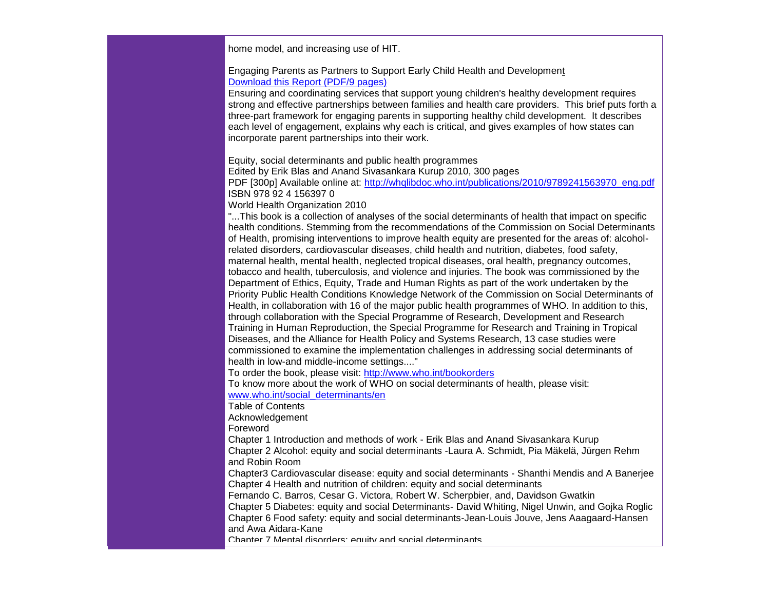home model, and increasing use of HIT.

Engaging Parents as Partners to Support Early Child Health and Development
[Download this Report (PDF/9 pages)]

Ensuring and coordinating services that support young children's healthy development requires strong and effective partnerships between families and health care providers. This brief puts forth a three-part framework for engaging parents in supporting healthy child development. It describes each level of engagement, explains why each is critical, and gives examples of how states can incorporate parent partnerships into their work.

Equity, social determinants and public health programmes
Edited by Erik Blas and Anand Sivasankara Kurup 2010, 300 pages
PDF [300p] Available online at: http://whqlibdoc.who.int/publications/2010/9789241563970_eng.pdf
ISBN 978 92 4 156397 0
World Health Organization 2010
"...This book is a collection of analyses of the social determinants of health that impact on specific health conditions. Stemming from the recommendations of the Commission on Social Determinants of Health, promising interventions to improve health equity are presented for the areas of: alcohol-related disorders, cardiovascular diseases, child health and nutrition, diabetes, food safety, maternal health, mental health, neglected tropical diseases, oral health, pregnancy outcomes, tobacco and health, tuberculosis, and violence and injuries. The book was commissioned by the Department of Ethics, Equity, Trade and Human Rights as part of the work undertaken by the Priority Public Health Conditions Knowledge Network of the Commission on Social Determinants of Health, in collaboration with 16 of the major public health programmes of WHO. In addition to this, through collaboration with the Special Programme of Research, Development and Research Training in Human Reproduction, the Special Programme for Research and Training in Tropical Diseases, and the Alliance for Health Policy and Systems Research, 13 case studies were commissioned to examine the implementation challenges in addressing social determinants of health in low-and middle-income settings...."
To order the book, please visit: http://www.who.int/bookorders
To know more about the work of WHO on social determinants of health, please visit:
www.who.int/social_determinants/en
Table of Contents
Acknowledgement
Foreword
Chapter 1 Introduction and methods of work - Erik Blas and Anand Sivasankara Kurup
Chapter 2 Alcohol: equity and social determinants -Laura A. Schmidt, Pia Mäkelä, Jürgen Rehm and Robin Room
Chapter3 Cardiovascular disease: equity and social determinants - Shanthi Mendis and A Banerjee
Chapter 4 Health and nutrition of children: equity and social determinants
Fernando C. Barros, Cesar G. Victora, Robert W. Scherpbier, and, Davidson Gwatkin
Chapter 5 Diabetes: equity and social Determinants- David Whiting, Nigel Unwin, and Gojka Roglic
Chapter 6 Food safety: equity and social determinants-Jean-Louis Jouve, Jens Aaagaard-Hansen and Awa Aidara-Kane
Chapter 7 Mental disorders: equity and social determinants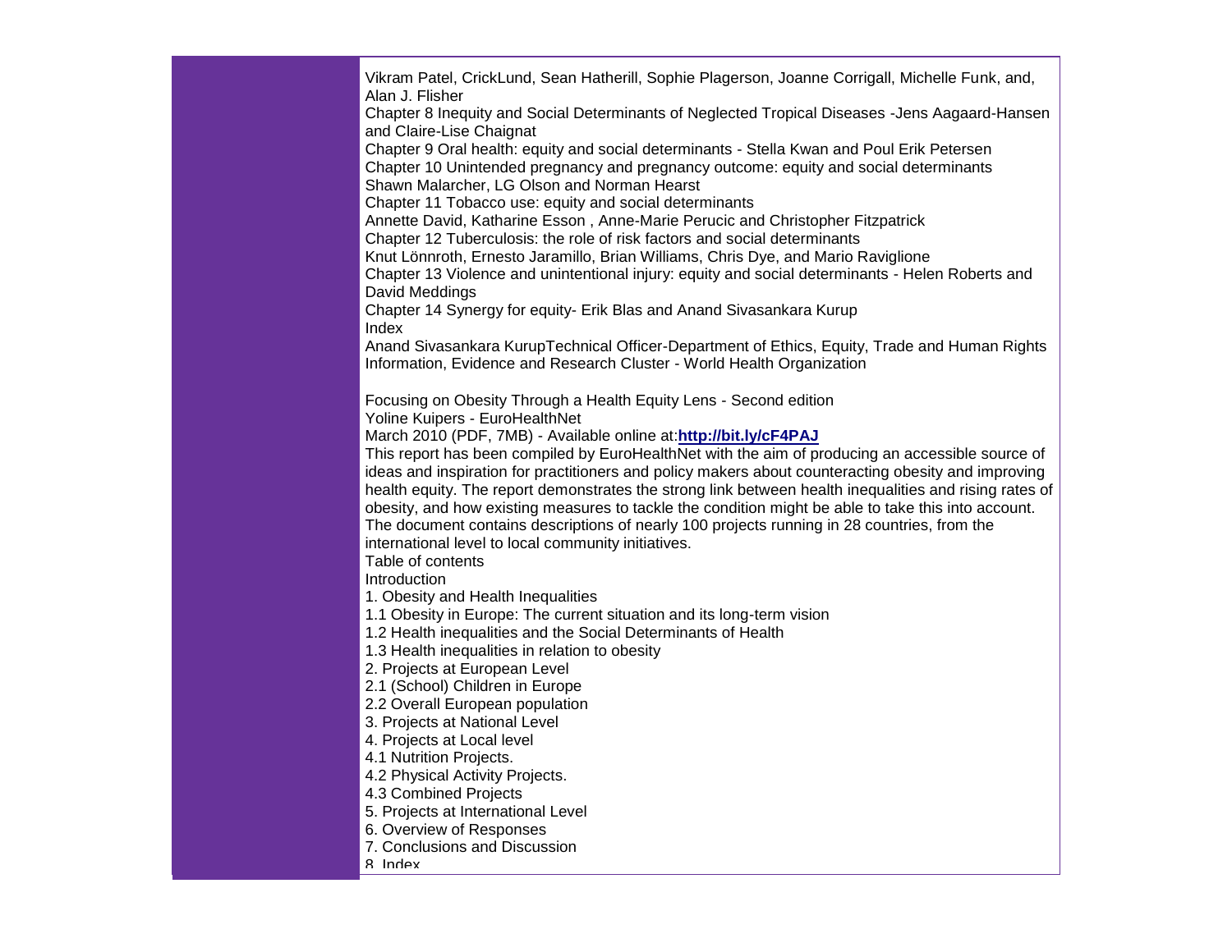Vikram Patel, CrickLund, Sean Hatherill, Sophie Plagerson, Joanne Corrigall, Michelle Funk, and, Alan J. Flisher

Chapter 8 Inequity and Social Determinants of Neglected Tropical Diseases -Jens Aagaard-Hansen and Claire-Lise Chaignat

Chapter 9 Oral health: equity and social determinants - Stella Kwan and Poul Erik Petersen

Chapter 10 Unintended pregnancy and pregnancy outcome: equity and social determinants Shawn Malarcher, LG Olson and Norman Hearst

Chapter 11 Tobacco use: equity and social determinants

Annette David, Katharine Esson , Anne-Marie Perucic and Christopher Fitzpatrick

Chapter 12 Tuberculosis: the role of risk factors and social determinants

Knut Lönnroth, Ernesto Jaramillo, Brian Williams, Chris Dye, and Mario Raviglione

Chapter 13 Violence and unintentional injury: equity and social determinants - Helen Roberts and David Meddings

Chapter 14 Synergy for equity- Erik Blas and Anand Sivasankara Kurup

Index

Anand Sivasankara KurupTechnical Officer-Department of Ethics, Equity, Trade and Human Rights Information, Evidence and Research Cluster - World Health Organization

Focusing on Obesity Through a Health Equity Lens - Second edition

Yoline Kuipers - EuroHealthNet

March 2010 (PDF, 7MB) - Available online at:**http://bit.ly/cF4PAJ**

This report has been compiled by EuroHealthNet with the aim of producing an accessible source of ideas and inspiration for practitioners and policy makers about counteracting obesity and improving health equity. The report demonstrates the strong link between health inequalities and rising rates of obesity, and how existing measures to tackle the condition might be able to take this into account. The document contains descriptions of nearly 100 projects running in 28 countries, from the international level to local community initiatives.

Table of contents

Introduction

1. Obesity and Health Inequalities
1.1 Obesity in Europe: The current situation and its long-term vision
1.2 Health inequalities and the Social Determinants of Health
1.3 Health inequalities in relation to obesity
2. Projects at European Level
2.1 (School) Children in Europe
2.2 Overall European population
3. Projects at National Level
4. Projects at Local level
4.1 Nutrition Projects.
4.2 Physical Activity Projects.
4.3 Combined Projects
5. Projects at International Level
6. Overview of Responses
7. Conclusions and Discussion
8. Index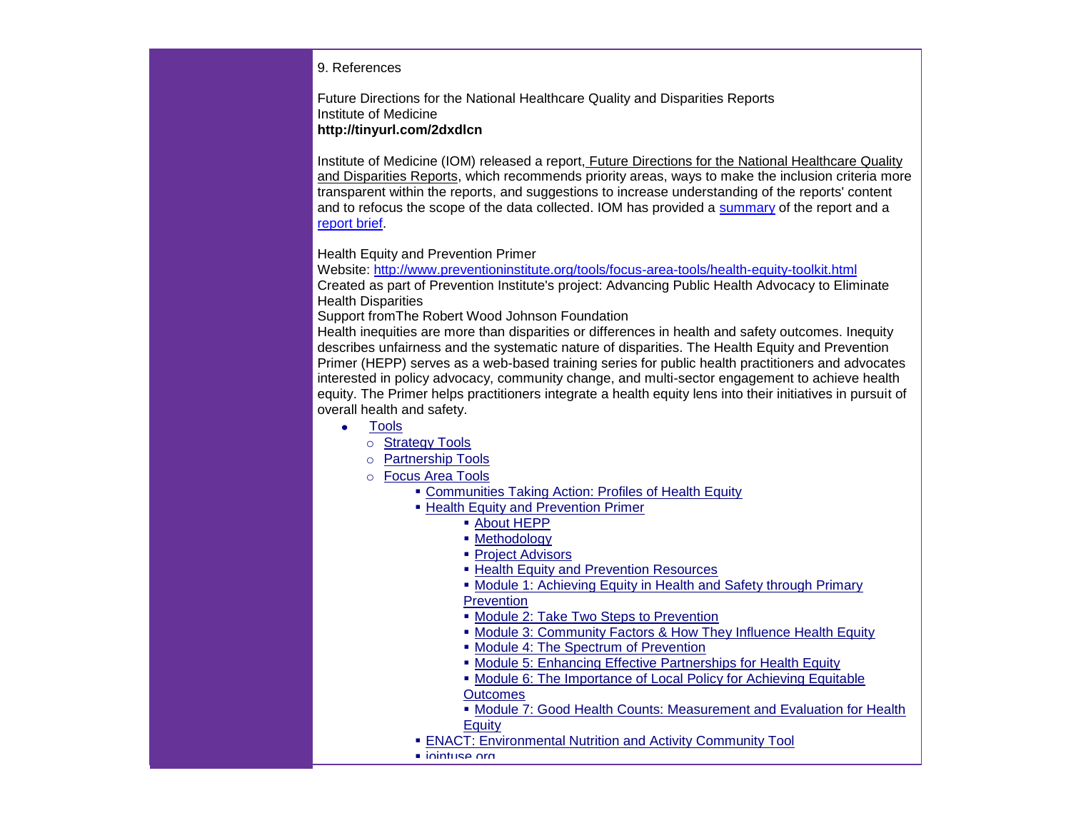9. References

Future Directions for the National Healthcare Quality and Disparities Reports
Institute of Medicine
**http://tinyurl.com/2dxdlcn**

Institute of Medicine (IOM) released a report, Future Directions for the National Healthcare Quality and Disparities Reports, which recommends priority areas, ways to make the inclusion criteria more transparent within the reports, and suggestions to increase understanding of the reports' content and to refocus the scope of the data collected. IOM has provided a summary of the report and a report brief.

Health Equity and Prevention Primer
Website: http://www.preventioninstitute.org/tools/focus-area-tools/health-equity-toolkit.html
Created as part of Prevention Institute's project: Advancing Public Health Advocacy to Eliminate Health Disparities
Support fromThe Robert Wood Johnson Foundation
Health inequities are more than disparities or differences in health and safety outcomes. Inequity describes unfairness and the systematic nature of disparities. The Health Equity and Prevention Primer (HEPP) serves as a web-based training series for public health practitioners and advocates interested in policy advocacy, community change, and multi-sector engagement to achieve health equity. The Primer helps practitioners integrate a health equity lens into their initiatives in pursuit of overall health and safety.

- Tools
    - Strategy Tools
    - Partnership Tools
    - Focus Area Tools
        - Communities Taking Action: Profiles of Health Equity
        - Health Equity and Prevention Primer
            - About HEPP
            - Methodology
            - Project Advisors
            - Health Equity and Prevention Resources
            - Module 1: Achieving Equity in Health and Safety through Primary Prevention
            - Module 2: Take Two Steps to Prevention
            - Module 3: Community Factors & How They Influence Health Equity
            - Module 4: The Spectrum of Prevention
            - Module 5: Enhancing Effective Partnerships for Health Equity
            - Module 6: The Importance of Local Policy for Achieving Equitable Outcomes
            - Module 7: Good Health Counts: Measurement and Evaluation for Health Equity
        - ENACT: Environmental Nutrition and Activity Community Tool
        - jointuse.org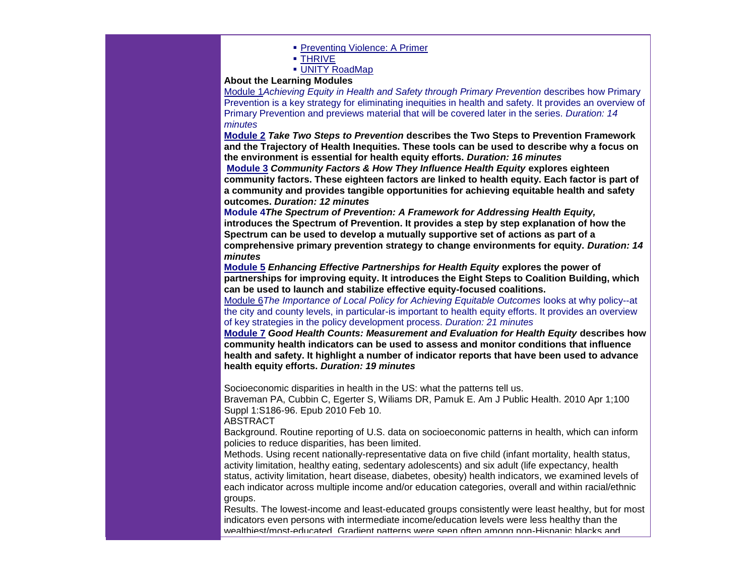- Preventing Violence: A Primer
- THRIVE
- UNITY RoadMap

**About the Learning Modules**

Module 1*Achieving Equity in Health and Safety through Primary Prevention* describes how Primary Prevention is a key strategy for eliminating inequities in health and safety. It provides an overview of Primary Prevention and previews material that will be covered later in the series. *Duration: 14 minutes*

**Module 2** ***Take Two Steps to Prevention*** **describes the Two Steps to Prevention Framework and the Trajectory of Health Inequities. These tools can be used to describe why a focus on the environment is essential for health equity efforts.** ***Duration: 16 minutes***

**Module 3** ***Community Factors & How They Influence Health Equity*** **explores eighteen community factors. These eighteen factors are linked to health equity. Each factor is part of a community and provides tangible opportunities for achieving equitable health and safety outcomes.** ***Duration: 12 minutes***

**Module 4*****The Spectrum of Prevention: A Framework for Addressing Health Equity,*** **introduces the Spectrum of Prevention. It provides a step by step explanation of how the Spectrum can be used to develop a mutually supportive set of actions as part of a comprehensive primary prevention strategy to change environments for equity.** ***Duration: 14 minutes***

**Module 5** ***Enhancing Effective Partnerships for Health Equity*** **explores the power of partnerships for improving equity. It introduces the Eight Steps to Coalition Building, which can be used to launch and stabilize effective equity-focused coalitions.**

Module 6*The Importance of Local Policy for Achieving Equitable Outcomes* looks at why policy--at the city and county levels, in particular-is important to health equity efforts. It provides an overview of key strategies in the policy development process. *Duration: 21 minutes*

**Module 7** ***Good Health Counts: Measurement and Evaluation for Health Equity*** **describes how community health indicators can be used to assess and monitor conditions that influence health and safety. It highlight a number of indicator reports that have been used to advance health equity efforts.** ***Duration: 19 minutes***

Socioeconomic disparities in health in the US: what the patterns tell us.

Braveman PA, Cubbin C, Egerter S, Wiliams DR, Pamuk E. Am J Public Health. 2010 Apr 1;100 Suppl 1:S186-96. Epub 2010 Feb 10.

ABSTRACT

Background. Routine reporting of U.S. data on socioeconomic patterns in health, which can inform policies to reduce disparities, has been limited.

Methods. Using recent nationally-representative data on five child (infant mortality, health status, activity limitation, healthy eating, sedentary adolescents) and six adult (life expectancy, health status, activity limitation, heart disease, diabetes, obesity) health indicators, we examined levels of each indicator across multiple income and/or education categories, overall and within racial/ethnic groups.

Results. The lowest-income and least-educated groups consistently were least healthy, but for most indicators even persons with intermediate income/education levels were less healthy than the wealthiest/most-educated. Gradient patterns were seen often among non-Hispanic blacks and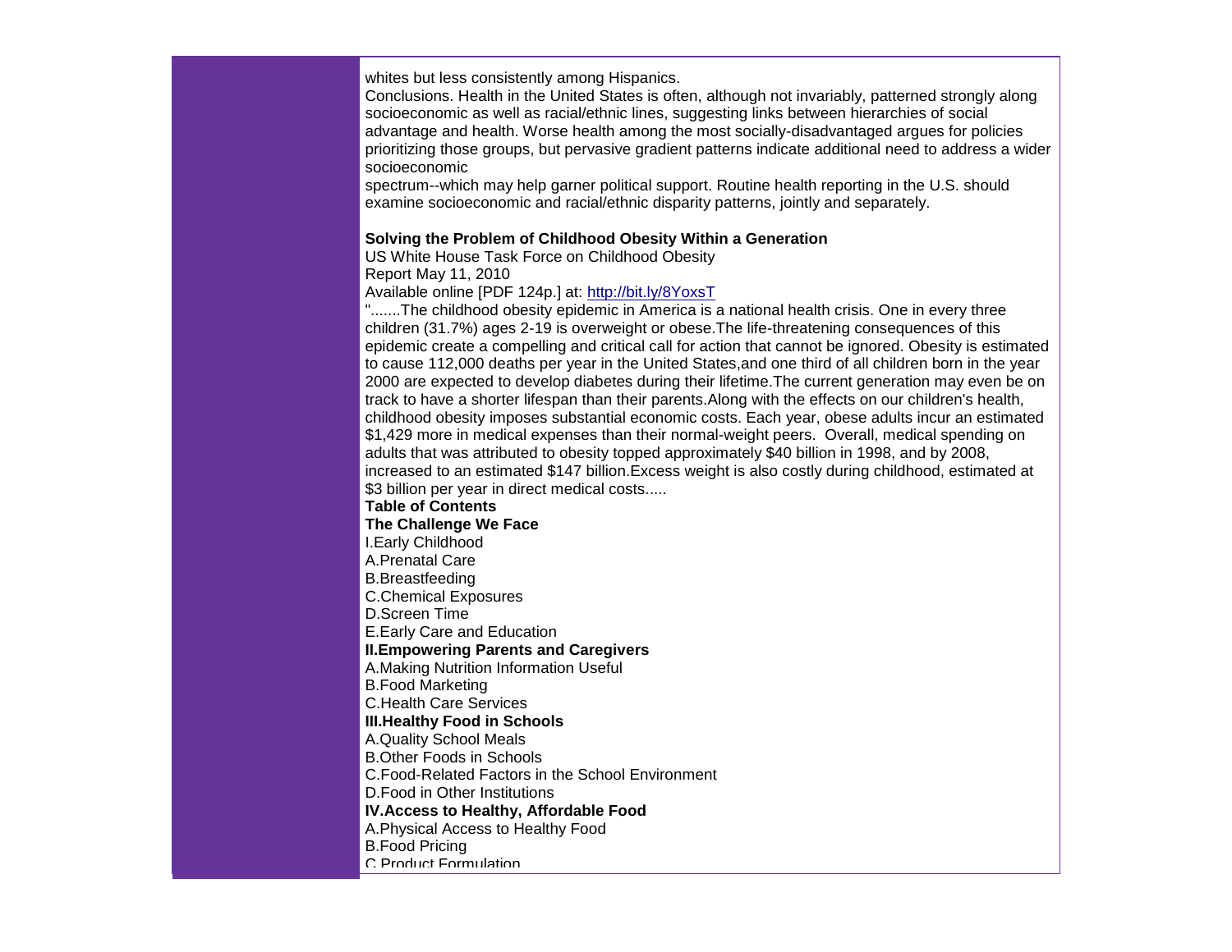whites but less consistently among Hispanics.
Conclusions. Health in the United States is often, although not invariably, patterned strongly along socioeconomic as well as racial/ethnic lines, suggesting links between hierarchies of social advantage and health. Worse health among the most socially-disadvantaged argues for policies prioritizing those groups, but pervasive gradient patterns indicate additional need to address a wider socioeconomic
spectrum--which may help garner political support. Routine health reporting in the U.S. should examine socioeconomic and racial/ethnic disparity patterns, jointly and separately.

**Solving the Problem of Childhood Obesity Within a Generation**
US White House Task Force on Childhood Obesity
Report May 11, 2010
Available online [PDF 124p.] at: [http://bit.ly/8YoxsT](http://bit.ly/8YoxsT)
".......The childhood obesity epidemic in America is a national health crisis. One in every three children (31.7%) ages 2-19 is overweight or obese.The life-threatening consequences of this epidemic create a compelling and critical call for action that cannot be ignored. Obesity is estimated to cause 112,000 deaths per year in the United States,and one third of all children born in the year 2000 are expected to develop diabetes during their lifetime.The current generation may even be on track to have a shorter lifespan than their parents.Along with the effects on our children's health, childhood obesity imposes substantial economic costs. Each year, obese adults incur an estimated $1,429 more in medical expenses than their normal-weight peers. Overall, medical spending on adults that was attributed to obesity topped approximately $40 billion in 1998, and by 2008, increased to an estimated $147 billion.Excess weight is also costly during childhood, estimated at $3 billion per year in direct medical costs.....

**Table of Contents**
**The Challenge We Face**
I.Early Childhood
A.Prenatal Care
B.Breastfeeding
C.Chemical Exposures
D.Screen Time
E.Early Care and Education
**II.Empowering Parents and Caregivers**
A.Making Nutrition Information Useful
B.Food Marketing
C.Health Care Services
**III.Healthy Food in Schools**
A.Quality School Meals
B.Other Foods in Schools
C.Food-Related Factors in the School Environment
D.Food in Other Institutions
**IV.Access to Healthy, Affordable Food**
A.Physical Access to Healthy Food
B.Food Pricing
C.Product Formulation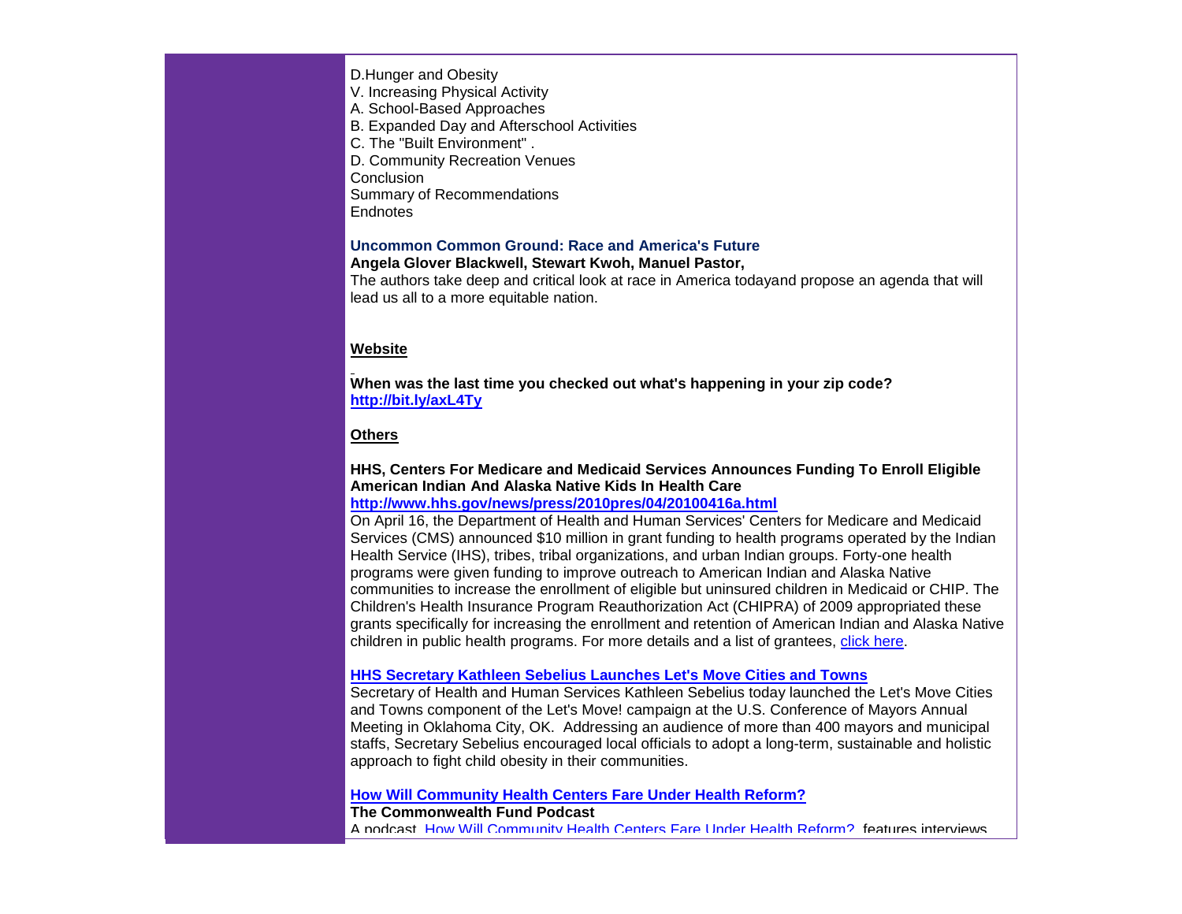D.Hunger and Obesity
V. Increasing Physical Activity
A. School-Based Approaches
B. Expanded Day and Afterschool Activities
C. The "Built Environment" .
D. Community Recreation Venues
Conclusion
Summary of Recommendations
Endnotes

**Uncommon Common Ground: Race and America's Future**
**Angela Glover Blackwell, Stewart Kwoh, Manuel Pastor,**
The authors take deep and critical look at race in America todayand propose an agenda that will lead us all to a more equitable nation.

**Website**

**When was the last time you checked out what's happening in your zip code?**
**http://bit.ly/axL4Ty**

**Others**

**HHS, Centers For Medicare and Medicaid Services Announces Funding To Enroll Eligible American Indian And Alaska Native Kids In Health Care**
**http://www.hhs.gov/news/press/2010pres/04/20100416a.html**
On April 16, the Department of Health and Human Services' Centers for Medicare and Medicaid Services (CMS) announced $10 million in grant funding to health programs operated by the Indian Health Service (IHS), tribes, tribal organizations, and urban Indian groups. Forty-one health programs were given funding to improve outreach to American Indian and Alaska Native communities to increase the enrollment of eligible but uninsured children in Medicaid or CHIP. The Children's Health Insurance Program Reauthorization Act (CHIPRA) of 2009 appropriated these grants specifically for increasing the enrollment and retention of American Indian and Alaska Native children in public health programs. For more details and a list of grantees, click here.

**HHS Secretary Kathleen Sebelius Launches Let's Move Cities and Towns**
Secretary of Health and Human Services Kathleen Sebelius today launched the Let's Move Cities and Towns component of the Let's Move! campaign at the U.S. Conference of Mayors Annual Meeting in Oklahoma City, OK. Addressing an audience of more than 400 mayors and municipal staffs, Secretary Sebelius encouraged local officials to adopt a long-term, sustainable and holistic approach to fight child obesity in their communities.

**How Will Community Health Centers Fare Under Health Reform?**
**The Commonwealth Fund Podcast**
A podcast, How Will Community Health Centers Fare Under Health Reform?, features interviews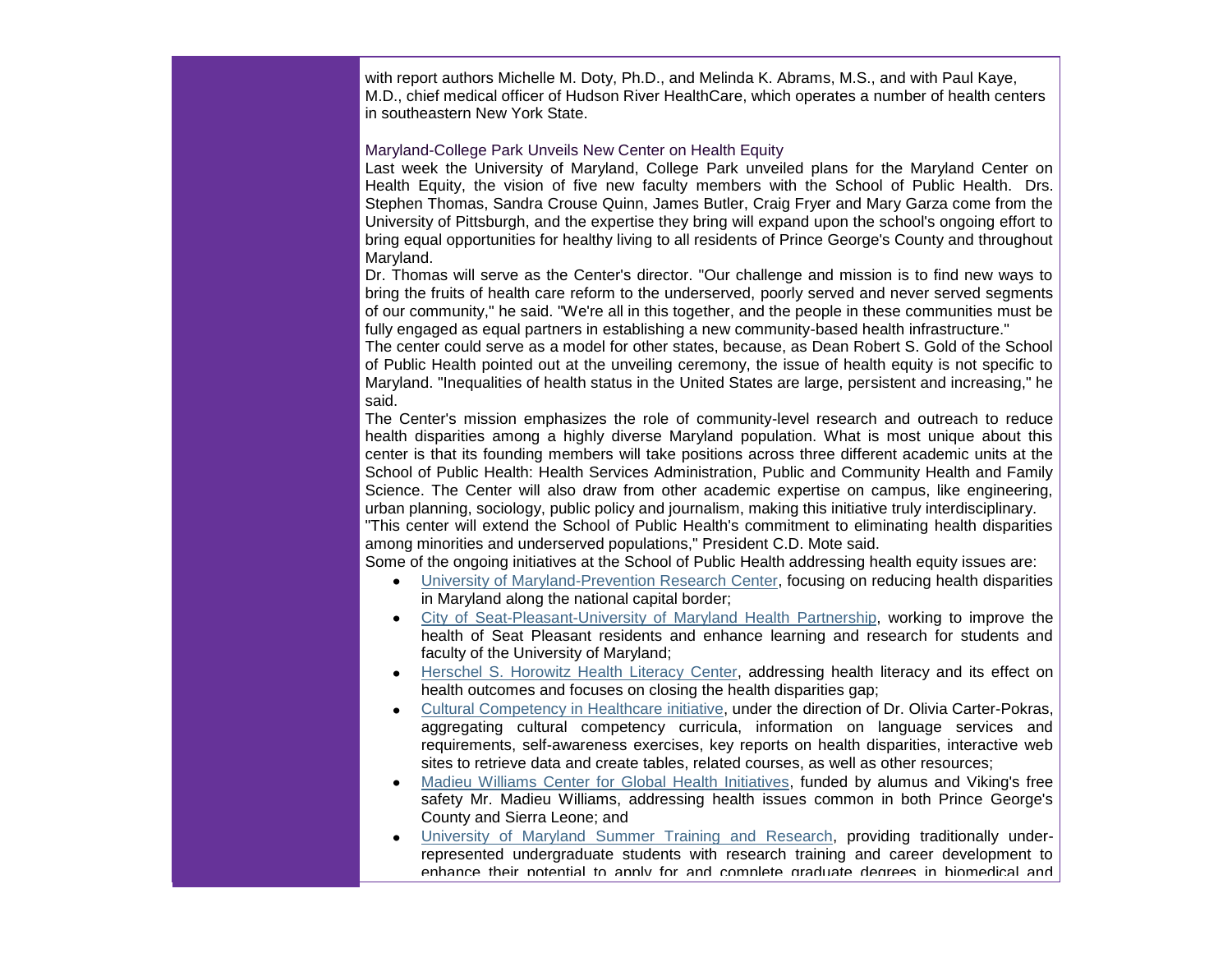with report authors Michelle M. Doty, Ph.D., and Melinda K. Abrams, M.S., and with Paul Kaye, M.D., chief medical officer of Hudson River HealthCare, which operates a number of health centers in southeastern New York State.

### Maryland-College Park Unveils New Center on Health Equity

Last week the University of Maryland, College Park unveiled plans for the Maryland Center on Health Equity, the vision of five new faculty members with the School of Public Health. Drs. Stephen Thomas, Sandra Crouse Quinn, James Butler, Craig Fryer and Mary Garza come from the University of Pittsburgh, and the expertise they bring will expand upon the school's ongoing effort to bring equal opportunities for healthy living to all residents of Prince George's County and throughout Maryland.

Dr. Thomas will serve as the Center's director. "Our challenge and mission is to find new ways to bring the fruits of health care reform to the underserved, poorly served and never served segments of our community," he said. "We're all in this together, and the people in these communities must be fully engaged as equal partners in establishing a new community-based health infrastructure."

The center could serve as a model for other states, because, as Dean Robert S. Gold of the School of Public Health pointed out at the unveiling ceremony, the issue of health equity is not specific to Maryland. "Inequalities of health status in the United States are large, persistent and increasing," he said.

The Center's mission emphasizes the role of community-level research and outreach to reduce health disparities among a highly diverse Maryland population. What is most unique about this center is that its founding members will take positions across three different academic units at the School of Public Health: Health Services Administration, Public and Community Health and Family Science. The Center will also draw from other academic expertise on campus, like engineering, urban planning, sociology, public policy and journalism, making this initiative truly interdisciplinary.

"This center will extend the School of Public Health's commitment to eliminating health disparities among minorities and underserved populations," President C.D. Mote said.

Some of the ongoing initiatives at the School of Public Health addressing health equity issues are:

- University of Maryland-Prevention Research Center, focusing on reducing health disparities in Maryland along the national capital border;
- City of Seat-Pleasant-University of Maryland Health Partnership, working to improve the health of Seat Pleasant residents and enhance learning and research for students and faculty of the University of Maryland;
- Herschel S. Horowitz Health Literacy Center, addressing health literacy and its effect on health outcomes and focuses on closing the health disparities gap;
- Cultural Competency in Healthcare initiative, under the direction of Dr. Olivia Carter-Pokras, aggregating cultural competency curricula, information on language services and requirements, self-awareness exercises, key reports on health disparities, interactive web sites to retrieve data and create tables, related courses, as well as other resources;
- Madieu Williams Center for Global Health Initiatives, funded by alumus and Viking's free safety Mr. Madieu Williams, addressing health issues common in both Prince George's County and Sierra Leone; and
- University of Maryland Summer Training and Research, providing traditionally under-represented undergraduate students with research training and career development to enhance their potential to apply for and complete graduate degrees in biomedical and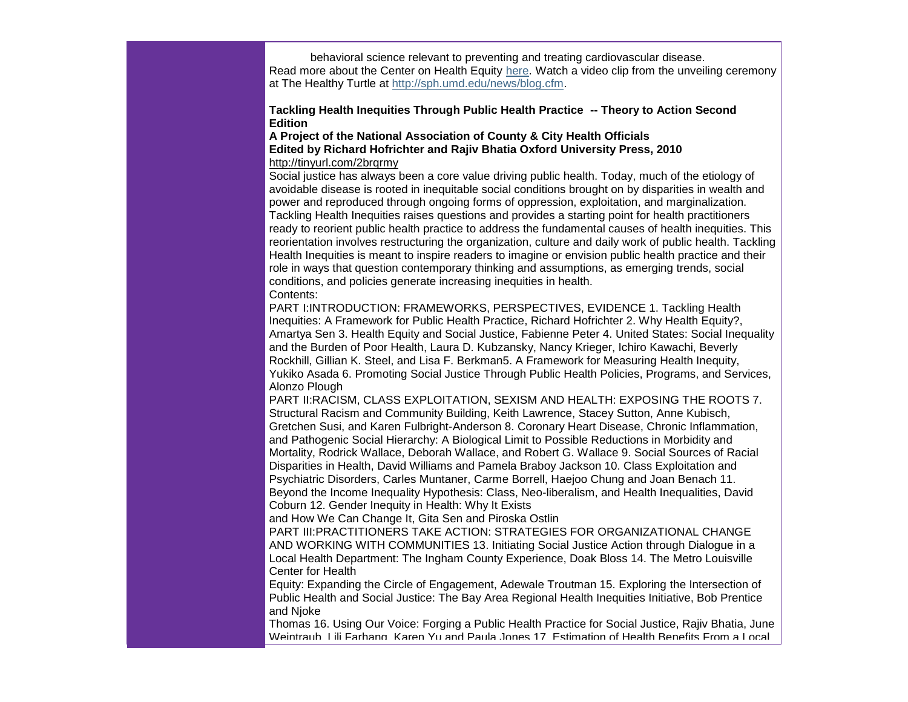behavioral science relevant to preventing and treating cardiovascular disease.
Read more about the Center on Health Equity [here](). Watch a video clip from the unveiling ceremony at The Healthy Turtle at http://sph.umd.edu/news/blog.cfm.

**Tackling Health Inequities Through Public Health Practice -- Theory to Action Second Edition**
**A Project of the National Association of County & City Health Officials**
**Edited by Richard Hofrichter and Rajiv Bhatia Oxford University Press, 2010**
http://tinyurl.com/2brqrmy

Social justice has always been a core value driving public health. Today, much of the etiology of avoidable disease is rooted in inequitable social conditions brought on by disparities in wealth and power and reproduced through ongoing forms of oppression, exploitation, and marginalization. Tackling Health Inequities raises questions and provides a starting point for health practitioners ready to reorient public health practice to address the fundamental causes of health inequities. This reorientation involves restructuring the organization, culture and daily work of public health. Tackling Health Inequities is meant to inspire readers to imagine or envision public health practice and their role in ways that question contemporary thinking and assumptions, as emerging trends, social conditions, and policies generate increasing inequities in health.

Contents:

PART I:INTRODUCTION: FRAMEWORKS, PERSPECTIVES, EVIDENCE 1. Tackling Health Inequities: A Framework for Public Health Practice, Richard Hofrichter 2. Why Health Equity?, Amartya Sen 3. Health Equity and Social Justice, Fabienne Peter 4. United States: Social Inequality and the Burden of Poor Health, Laura D. Kubzansky, Nancy Krieger, Ichiro Kawachi, Beverly Rockhill, Gillian K. Steel, and Lisa F. Berkman5. A Framework for Measuring Health Inequity, Yukiko Asada 6. Promoting Social Justice Through Public Health Policies, Programs, and Services, Alonzo Plough

PART II:RACISM, CLASS EXPLOITATION, SEXISM AND HEALTH: EXPOSING THE ROOTS 7. Structural Racism and Community Building, Keith Lawrence, Stacey Sutton, Anne Kubisch, Gretchen Susi, and Karen Fulbright-Anderson 8. Coronary Heart Disease, Chronic Inflammation, and Pathogenic Social Hierarchy: A Biological Limit to Possible Reductions in Morbidity and Mortality, Rodrick Wallace, Deborah Wallace, and Robert G. Wallace 9. Social Sources of Racial Disparities in Health, David Williams and Pamela Braboy Jackson 10. Class Exploitation and Psychiatric Disorders, Carles Muntaner, Carme Borrell, Haejoo Chung and Joan Benach 11. Beyond the Income Inequality Hypothesis: Class, Neo-liberalism, and Health Inequalities, David Coburn 12. Gender Inequity in Health: Why It Exists
and How We Can Change It, Gita Sen and Piroska Ostlin

PART III:PRACTITIONERS TAKE ACTION: STRATEGIES FOR ORGANIZATIONAL CHANGE AND WORKING WITH COMMUNITIES 13. Initiating Social Justice Action through Dialogue in a Local Health Department: The Ingham County Experience, Doak Bloss 14. The Metro Louisville Center for Health
Equity: Expanding the Circle of Engagement, Adewale Troutman 15. Exploring the Intersection of Public Health and Social Justice: The Bay Area Regional Health Inequities Initiative, Bob Prentice and Njoke
Thomas 16. Using Our Voice: Forging a Public Health Practice for Social Justice, Rajiv Bhatia, June Weintraub, Lili Farhang, Karen Yu and Paula Jones 17. Estimation of Health Benefits From a Local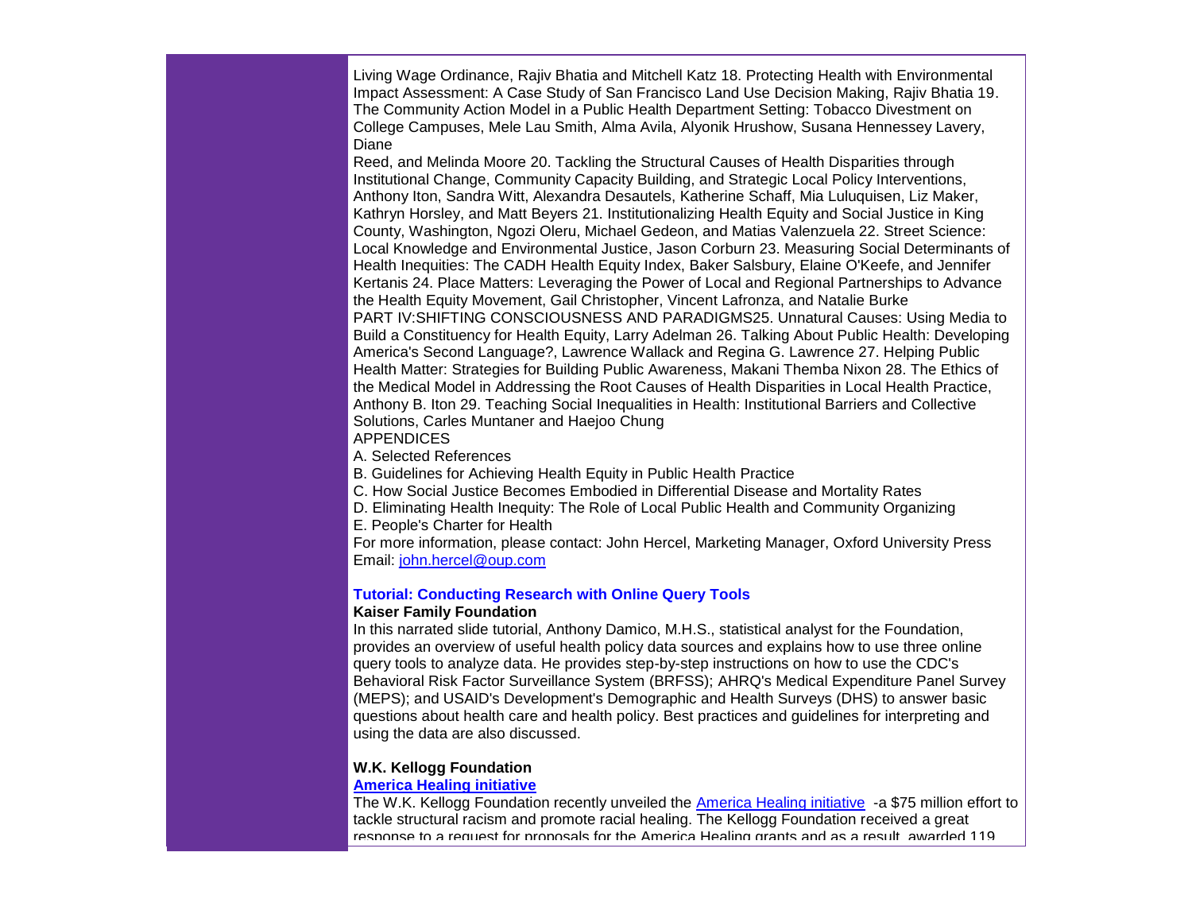Living Wage Ordinance, Rajiv Bhatia and Mitchell Katz 18. Protecting Health with Environmental Impact Assessment: A Case Study of San Francisco Land Use Decision Making, Rajiv Bhatia 19. The Community Action Model in a Public Health Department Setting: Tobacco Divestment on College Campuses, Mele Lau Smith, Alma Avila, Alyonik Hrushow, Susana Hennessey Lavery, Diane
Reed, and Melinda Moore 20. Tackling the Structural Causes of Health Disparities through Institutional Change, Community Capacity Building, and Strategic Local Policy Interventions, Anthony Iton, Sandra Witt, Alexandra Desautels, Katherine Schaff, Mia Luluquisen, Liz Maker, Kathryn Horsley, and Matt Beyers 21. Institutionalizing Health Equity and Social Justice in King County, Washington, Ngozi Oleru, Michael Gedeon, and Matias Valenzuela 22. Street Science: Local Knowledge and Environmental Justice, Jason Corburn 23. Measuring Social Determinants of Health Inequities: The CADH Health Equity Index, Baker Salsbury, Elaine O'Keefe, and Jennifer Kertanis 24. Place Matters: Leveraging the Power of Local and Regional Partnerships to Advance the Health Equity Movement, Gail Christopher, Vincent Lafronza, and Natalie Burke
PART IV:SHIFTING CONSCIOUSNESS AND PARADIGMS25. Unnatural Causes: Using Media to Build a Constituency for Health Equity, Larry Adelman 26. Talking About Public Health: Developing America's Second Language?, Lawrence Wallack and Regina G. Lawrence 27. Helping Public Health Matter: Strategies for Building Public Awareness, Makani Themba Nixon 28. The Ethics of the Medical Model in Addressing the Root Causes of Health Disparities in Local Health Practice, Anthony B. Iton 29. Teaching Social Inequalities in Health: Institutional Barriers and Collective Solutions, Carles Muntaner and Haejoo Chung
APPENDICES
A. Selected References
B. Guidelines for Achieving Health Equity in Public Health Practice
C. How Social Justice Becomes Embodied in Differential Disease and Mortality Rates
D. Eliminating Health Inequity: The Role of Local Public Health and Community Organizing
E. People's Charter for Health
For more information, please contact: John Hercel, Marketing Manager, Oxford University Press
Email: john.hercel@oup.com

**Tutorial: Conducting Research with Online Query Tools**
**Kaiser Family Foundation**
In this narrated slide tutorial, Anthony Damico, M.H.S., statistical analyst for the Foundation, provides an overview of useful health policy data sources and explains how to use three online query tools to analyze data. He provides step-by-step instructions on how to use the CDC's Behavioral Risk Factor Surveillance System (BRFSS); AHRQ's Medical Expenditure Panel Survey (MEPS); and USAID's Development's Demographic and Health Surveys (DHS) to answer basic questions about health care and health policy. Best practices and guidelines for interpreting and using the data are also discussed.

**W.K. Kellogg Foundation**
**America Healing initiative**
The W.K. Kellogg Foundation recently unveiled the America Healing initiative -a $75 million effort to tackle structural racism and promote racial healing. The Kellogg Foundation received a great response to a request for proposals for the America Healing grants and as a result, awarded 119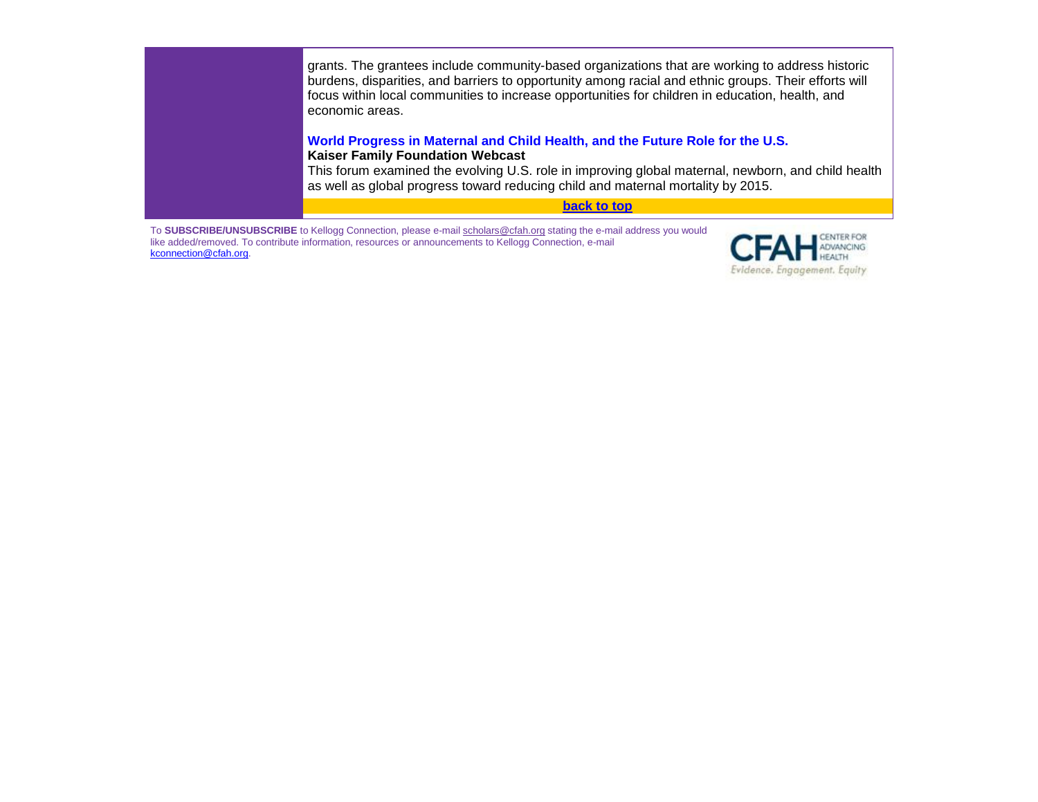grants. The grantees include community-based organizations that are working to address historic burdens, disparities, and barriers to opportunity among racial and ethnic groups. Their efforts will focus within local communities to increase opportunities for children in education, health, and economic areas.

**World Progress in Maternal and Child Health, and the Future Role for the U.S.**
**Kaiser Family Foundation Webcast**
This forum examined the evolving U.S. role in improving global maternal, newborn, and child health as well as global progress toward reducing child and maternal mortality by 2015.

**back to top**

To **SUBSCRIBE/UNSUBSCRIBE** to Kellogg Connection, please e-mail scholars@cfah.org stating the e-mail address you would like added/removed. To contribute information, resources or announcements to Kellogg Connection, e-mail kconnection@cfah.org.

CFAH CENTER FOR ADVANCING HEALTH
Evidence. Engagement. Equity